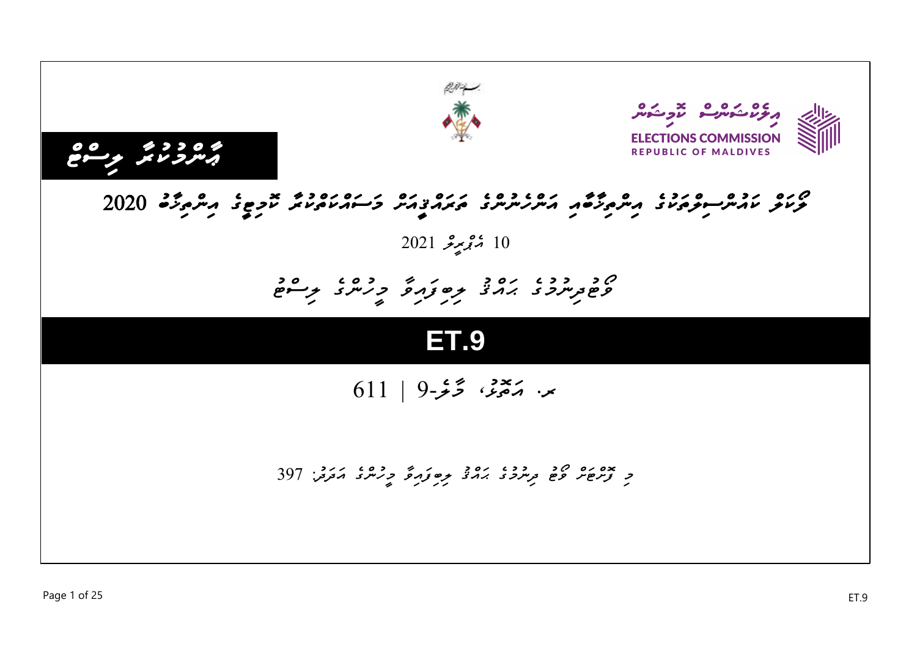އިލެކްޝަންސް ކޮމިޝަން
ELECTIONS COMMISSION
REPUBLIC OF MALDIVES

އާންމުކުރާ ލިސްޓު

# ލޯކަލް ކައުންސިލްތަކުގެ އިންތިޚާބާއި އަންހެނުންގެ ތަރައްޤީއަށް މަސައްކަތްކުރާ ކޮމިޓީގެ އިންތިޚާބު 2020

10 އޭޕްރީލް 2021

## ވޯޓުދިނުމުގެ ހައްޤު ލިބިފައިވާ މީހުންގެ ލިސްޓު

# ET.9

ރ. އަތޮޅު، މާލެ-9 | 611

މި ފޮށިން ވޯޓު ދިނުމުގެ ހައްޤު ލިބިފައިވާ މީހުންގެ އަދަދު: 397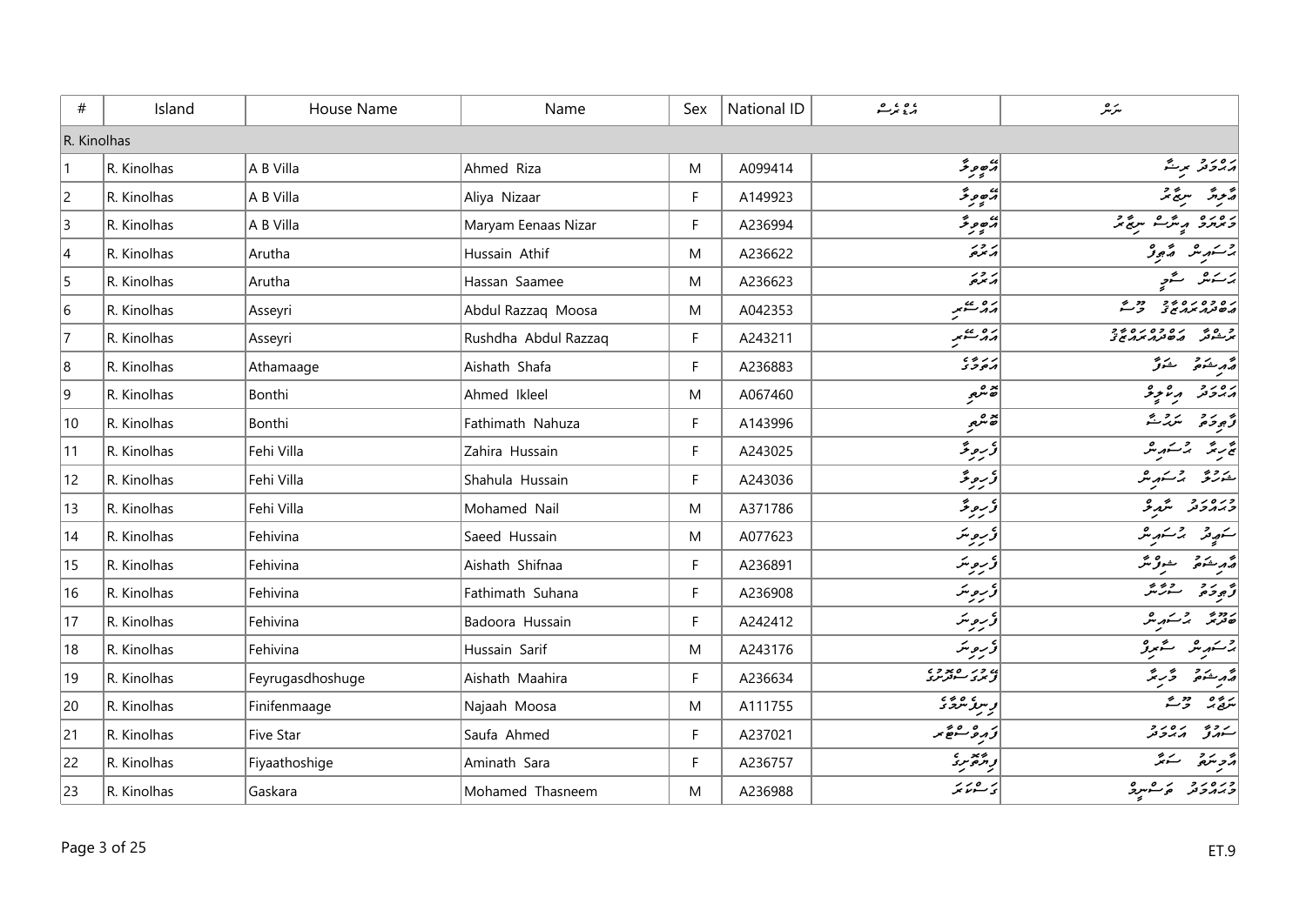| # | Island | House Name | Name | Sex | National ID | ދާއިރާ | ނަން |
|---|---|---|---|---|---|---|---|
| R. Kinolhas | | | | | | | |
| 1 | R. Kinolhas | A B Villa | Ahmed Riza | M | A099414 | އޭބީވިލާ | އަޙްމަދު ރިޟާ |
| 2 | R. Kinolhas | A B Villa | Aliya Nizaar | F | A149923 | އޭބީވިލާ | އާލިޔާ ނިޒާރު |
| 3 | R. Kinolhas | A B Villa | Maryam Eenaas Nizar | F | A236994 | އޭބީވިލާ | މަރްޔަމް އީނާސް ނިޒާރު |
| 4 | R. Kinolhas | Arutha | Hussain Athif | M | A236622 | އަރުތަ | ޙުސައިން އާތިފު |
| 5 | R. Kinolhas | Arutha | Hassan Saamee | M | A236623 | އަރުތަ | ޙަސަން ސާމީ |
| 6 | R. Kinolhas | Asseyri | Abdul Razzaq Moosa | M | A042353 | އައްސޭރި | އަބްދުއްރައްޒާޤު މޫސާ |
| 7 | R. Kinolhas | Asseyri | Rushdha Abdul Razzaq | F | A243211 | އައްސޭރި | ރުޝްދާ އަބްދުއްރައްޒާޤު |
| 8 | R. Kinolhas | Athamaage | Aishath Shafa | F | A236883 | އަތަމާގެ | އާއިޝަތު ޝަފާ |
| 9 | R. Kinolhas | Bonthi | Ahmed Ikleel | M | A067460 | ބޮންތި | އަޙްމަދު އިކުލީލް |
| 10 | R. Kinolhas | Bonthi | Fathimath Nahuza | F | A143996 | ބޮންތި | ފާތިމަތު ނަހުޒާ |
| 11 | R. Kinolhas | Fehi Villa | Zahira Hussain | F | A243025 | ފެހިވިލާ | ޒާހިރާ ޙުސައިން |
| 12 | R. Kinolhas | Fehi Villa | Shahula Hussain | F | A243036 | ފެހިވިލާ | ޝަހުލާ ޙުސައިން |
| 13 | R. Kinolhas | Fehi Villa | Mohamed Nail | M | A371786 | ފެހިވިލާ | މުޙައްމަދު ނާއިލް |
| 14 | R. Kinolhas | Fehivina | Saeed Hussain | M | A077623 | ފެހިވިނަ | ސަޢީދު ޙުސައިން |
| 15 | R. Kinolhas | Fehivina | Aishath Shifnaa | F | A236891 | ފެހިވިނަ | އާއިޝަތު ޝިފްނާ |
| 16 | R. Kinolhas | Fehivina | Fathimath Suhana | F | A236908 | ފެހިވިނަ | ފާތިމަތު ސުހާނާ |
| 17 | R. Kinolhas | Fehivina | Badoora Hussain | F | A242412 | ފެހިވިނަ | ބަދޫރާ ޙުސައިން |
| 18 | R. Kinolhas | Fehivina | Hussain Sarif | M | A243176 | ފެހިވިނަ | ޙުސައިން ސާރިފު |
| 19 | R. Kinolhas | Feyrugasdhoshuge | Aishath Maahira | F | A236634 | ފޭރުގަސްދޮށުގެ | އާއިޝަތު މާހިރާ |
| 20 | R. Kinolhas | Finifenmaage | Najaah Moosa | M | A111755 | ފިނިފެންމާގެ | ނަޖާހް މޫސާ |
| 21 | R. Kinolhas | Five Star | Saufa Ahmed | F | A237021 | ފައިވްސްޓާރ | ސައުފާ އަޙްމަދު |
| 22 | R. Kinolhas | Fiyaathoshige | Aminath Sara | F | A236757 | ފިޔާތޮށިގެ | އާމިނަތު ސާރާ |
| 23 | R. Kinolhas | Gaskara | Mohamed Thasneem | M | A236988 | ގަސްކަރަ | މުޙައްމަދު ތަސްނީމް |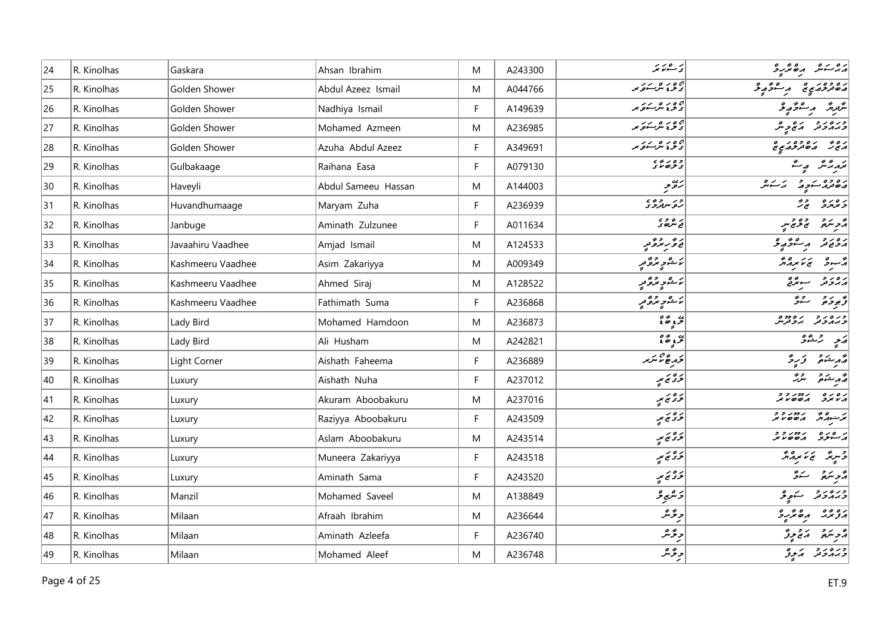| 24 | R. Kinolhas | Gaskara | Ahsan Ibrahim | M | A243300 | ގަސްކަރަ | އަޙްސަން އިބްރާހީމް |
|---|---|---|---|---|---|---|---|
| 25 | R. Kinolhas | Golden Shower | Abdul Azeez Ismail | M | A044766 | ގޯލްޑަން ޝަވަރ | އަބްދުލްއަޒީޒް އިސްމާޢީލް |
| 26 | R. Kinolhas | Golden Shower | Nadhiya Ismail | F | A149639 | ގޯލްޑަން ޝަވަރ | ނާދިޔާ އިސްމާޢީލް |
| 27 | R. Kinolhas | Golden Shower | Mohamed Azmeen | M | A236985 | ގޯލްޑަން ޝަވަރ | މުޙައްމަދު އަޒްމީން |
| 28 | R. Kinolhas | Golden Shower | Azuha Abdul Azeez | F | A349691 | ގޯލްޑަން ޝަވަރ | އަޒުހާ އަބްދުލްއަޒީޒް |
| 29 | R. Kinolhas | Gulbakaage | Raihana Easa | F | A079130 | ގުލްބަކާގެ | ރައިޙާނާ ޢީސާ |
| 30 | R. Kinolhas | Haveyli | Abdul Sameeu Hassan | M | A144003 | ހަވޭލި | އަބްދުލްސަމީޢު ޙަސަން |
| 31 | R. Kinolhas | Huvandhumaage | Maryam Zuha | F | A236939 | ހުވަނދުމާގެ | މަރިޔަމް ޟުހާ |
| 32 | R. Kinolhas | Janbuge | Aminath Zulzunee | F | A011634 | ޖަންބުގެ | އާމިނަތު ޒުލްޒުނީ |
| 33 | R. Kinolhas | Javaahiru Vaadhee | Amjad Ismail | M | A124533 | ޖަވާހިރުވާދީ | އަމްޖަދު އިސްމާޢީލް |
| 34 | R. Kinolhas | Kashmeeru Vaadhee | Asim Zakariyya | M | A009349 | ކަޝްމީރުވާދީ | އާސިމް ޒަކަރިއްޔާ |
| 35 | R. Kinolhas | Kashmeeru Vaadhee | Ahmed Siraj | M | A128522 | ކަޝްމީރުވާދީ | އަޙްމަދު ސިރާޖު |
| 36 | R. Kinolhas | Kashmeeru Vaadhee | Fathimath Suma | F | A236868 | ކަޝްމީރުވާދީ | ފާތިމަތު ސުމާ |
| 37 | R. Kinolhas | Lady Bird | Mohamed Hamdoon | M | A236873 | ލޭޑީބާޑް | މުޙައްމަދު ހަމްދޫން |
| 38 | R. Kinolhas | Lady Bird | Ali Husham | M | A242821 | ލޭޑީބާޑް | އަލި ހުޝާމް |
| 39 | R. Kinolhas | Light Corner | Aishath Faheema | F | A236889 | ލައިޓްކޯނަރ | އާއިޝަތު ފަހީމާ |
| 40 | R. Kinolhas | Luxury | Aishath Nuha | F | A237012 | ލަގްޒަރީ | އާއިޝަތު ނުހާ |
| 41 | R. Kinolhas | Luxury | Akuram Aboobakuru | M | A237016 | ލަގްޒަރީ | އަކުރަމް އަބޫބަކުރު |
| 42 | R. Kinolhas | Luxury | Raziyya Aboobakuru | F | A243509 | ލަގްޒަރީ | ރަޟިއްޔާ އަބޫބަކުރު |
| 43 | R. Kinolhas | Luxury | Aslam Aboobakuru | M | A243514 | ލަގްޒަރީ | އަސްލަމް އަބޫބަކުރު |
| 44 | R. Kinolhas | Luxury | Muneera Zakariyya | F | A243518 | ލަގްޒަރީ | މުނީރާ ޒަކަރިއްޔާ |
| 45 | R. Kinolhas | Luxury | Aminath Sama | F | A243520 | ލަގްޒަރީ | އާމިނަތު ސަމާ |
| 46 | R. Kinolhas | Manzil | Mohamed Saveel | M | A138849 | މަންޒިލް | މުޙައްމަދު ސަވީލް |
| 47 | R. Kinolhas | Milaan | Afraah Ibrahim | M | A236644 | މިލާން | އަފްރާހް އިބްރާހީމް |
| 48 | R. Kinolhas | Milaan | Aminath Azleefa | F | A236740 | މިލާން | އާމިނަތު އަޒްލީފާ |
| 49 | R. Kinolhas | Milaan | Mohamed Aleef | M | A236748 | މިލާން | މުޙައްމަދު އަލީފް |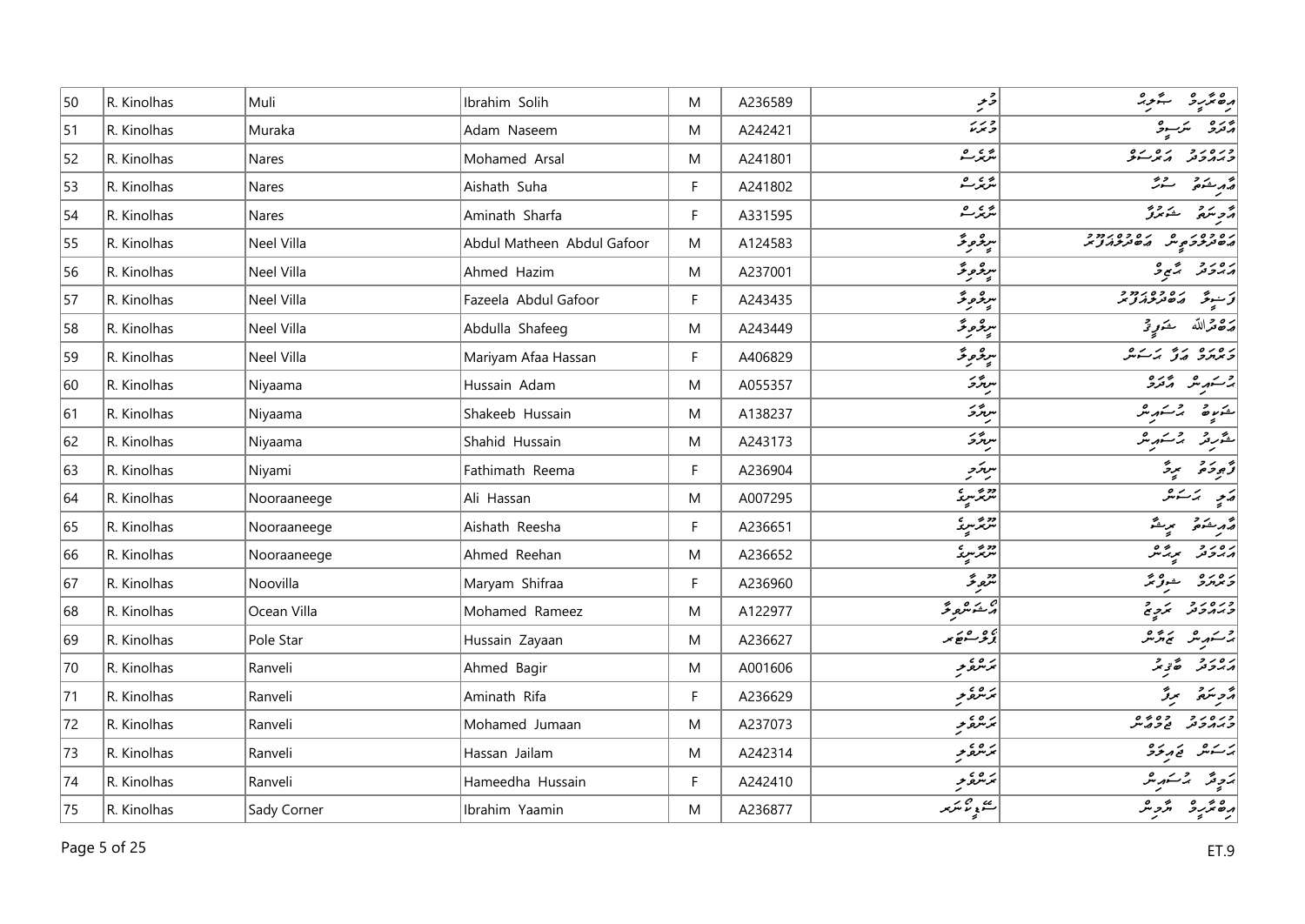| 50 | R. Kinolhas | Muli | Ibrahim Solih | M | A236589 | މުލި | އިބްރާހީމް ސާލިހް |
|---|---|---|---|---|---|---|---|
| 51 | R. Kinolhas | Muraka | Adam Naseem | M | A242421 | މުރަކަ | އާދަމް ނަސީމް |
| 52 | R. Kinolhas | Nares | Mohamed Arsal | M | A241801 | ނާރެސް | މުހައްމަދު އަރުސަލް |
| 53 | R. Kinolhas | Nares | Aishath Suha | F | A241802 | ނާރެސް | އައިޝަތު ސުހާ |
| 54 | R. Kinolhas | Nares | Aminath Sharfa | F | A331595 | ނާރެސް | އާމިނަތު ޝަރުފާ |
| 55 | R. Kinolhas | Neel Villa | Abdul Matheen Abdul Gafoor | M | A124583 | ނީލްވިލާ | އަބްދުލްމަތީން އަބްދުލްޣަފޫރު |
| 56 | R. Kinolhas | Neel Villa | Ahmed Hazim | M | A237001 | ނީލްވިލާ | އަހުމަދު ހާޒިމް |
| 57 | R. Kinolhas | Neel Villa | Fazeela Abdul Gafoor | F | A243435 | ނީލްވިލާ | ފަޒީލާ އަބްދުލްޣަފޫރު |
| 58 | R. Kinolhas | Neel Villa | Abdulla Shafeeg | M | A243449 | ނީލްވިލާ | އަބްދުﷲ ޝަފީގު |
| 59 | R. Kinolhas | Neel Villa | Mariyam Afaa Hassan | F | A406829 | ނީލްވިލާ | މަރިޔަމް އަފާ ހަސަން |
| 60 | R. Kinolhas | Niyaama | Hussain Adam | M | A055357 | ނިޔާމަ | ހުސައިން އާދަމް |
| 61 | R. Kinolhas | Niyaama | Shakeeb Hussain | M | A138237 | ނިޔާމަ | ޝަކީބު ހުސައިން |
| 62 | R. Kinolhas | Niyaama | Shahid Hussain | M | A243173 | ނިޔާމަ | ޝާހިދު ހުސައިން |
| 63 | R. Kinolhas | Niyami | Fathimath Reema | F | A236904 | ނިޔަމި | ފާތިމަތު ރީމާ |
| 64 | R. Kinolhas | Nooraaneege | Ali Hassan | M | A007295 | ނޫރާނީގެ | އަލި ހަސަން |
| 65 | R. Kinolhas | Nooraaneege | Aishath Reesha | F | A236651 | ނޫރާނީގެ | އައިޝަތު ރީޝާ |
| 66 | R. Kinolhas | Nooraaneege | Ahmed Reehan | M | A236652 | ނޫރާނީގެ | އަހުމަދު ރީހާން |
| 67 | R. Kinolhas | Noovilla | Maryam Shifraa | F | A236960 | ނޫވިލާ | މަރްޔަމް ޝިފްރާ |
| 68 | R. Kinolhas | Ocean Villa | Mohamed Rameez | M | A122977 | އޯޝަންވިލާ | މުހައްމަދު ރަމީޒު |
| 69 | R. Kinolhas | Pole Star | Hussain Zayaan | M | A236627 | ޕޯލްސްޓަރ | ހުސައިން ޒަޔާން |
| 70 | R. Kinolhas | Ranveli | Ahmed Bagir | M | A001606 | ރަންވެލި | އަހުމަދު ބާގިރު |
| 71 | R. Kinolhas | Ranveli | Aminath Rifa | F | A236629 | ރަންވެލި | އާމިނަތު ރިފާ |
| 72 | R. Kinolhas | Ranveli | Mohamed Jumaan | M | A237073 | ރަންވެލި | މުހައްމަދު ޖުމްއާން |
| 73 | R. Kinolhas | Ranveli | Hassan Jailam | M | A242314 | ރަންވެލި | ހަސަން ޖައިލަމް |
| 74 | R. Kinolhas | Ranveli | Hameedha Hussain | F | A242410 | ރަންވެލި | ހަމީދާ ހުސައިން |
| 75 | R. Kinolhas | Sady Corner | Ibrahim Yaamin | M | A236877 | ސޭޑީކޯނަރ | އިބްރާހީމް ޔާމިން |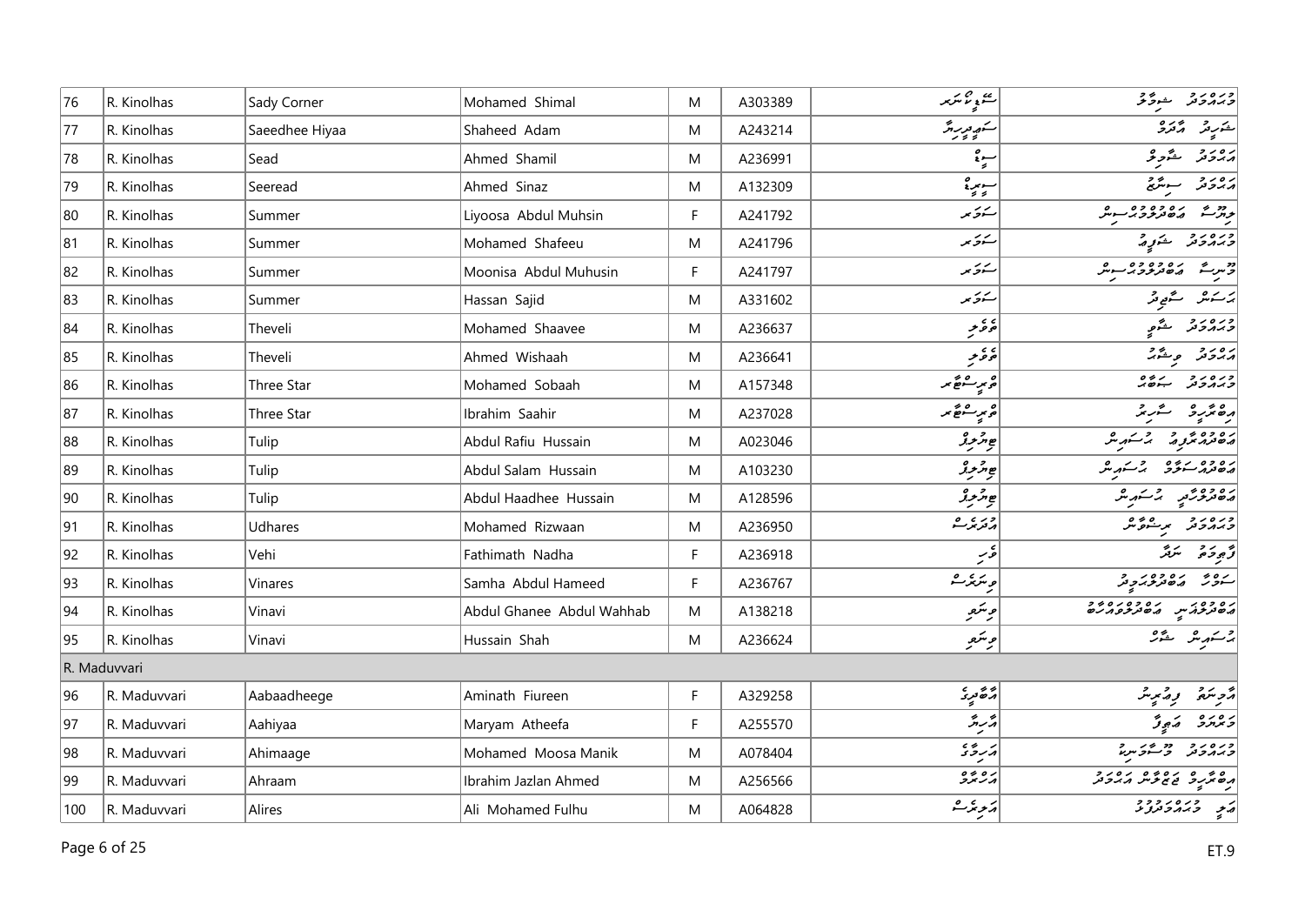| 76 | R. Kinolhas | Sady Corner | Mohamed Shimal | M | A303389 | سޭޑީ ކޯނަރ | މުހައްމަދު ޝިމާލް |
|---|---|---|---|---|---|---|---|
| 77 | R. Kinolhas | Saeedhee Hiyaa | Shaheed Adam | M | A243214 | ސައީދީ ހިޔާ | ޝަހީދު އާދަމް |
| 78 | R. Kinolhas | Sead | Ahmed Shamil | M | A236991 | ސީޑް | އަހުމަދު ޝާމިލް |
| 79 | R. Kinolhas | Seeread | Ahmed Sinaz | M | A132309 | ސީރީޑް | އަހުމަދު ސިނާޒް |
| 80 | R. Kinolhas | Summer | Liyoosa Abdul Muhsin | F | A241792 | ސަމަރ | ލިޔޫސާ އަބްދުލްމުހްސިން |
| 81 | R. Kinolhas | Summer | Mohamed Shafeeu | M | A241796 | ސަމަރ | މުހައްމަދު ޝަފީޢު |
| 82 | R. Kinolhas | Summer | Moonisa Abdul Muhusin | F | A241797 | ސަމަރ | މޫނިސާ އަބްދުލްމުހުސިން |
| 83 | R. Kinolhas | Summer | Hassan Sajid | M | A331602 | ސަމަރ | ހަސަން ސާޖިދު |
| 84 | R. Kinolhas | Theveli | Mohamed Shaavee | M | A236637 | ތެވެލި | މުހައްމަދު ޝާވީ |
| 85 | R. Kinolhas | Theveli | Ahmed Wishaah | M | A236641 | ތެވެލި | އަހުމަދު ވިޝާހު |
| 86 | R. Kinolhas | Three Star | Mohamed Sobaah | M | A157348 | ތްރީސްޓާރ | މުހައްމަދު ޞަބާޙް |
| 87 | R. Kinolhas | Three Star | Ibrahim Saahir | M | A237028 | ތްރީސްޓާރ | އިބްރާހީމް ސާހިރު |
| 88 | R. Kinolhas | Tulip | Abdul Rafiu Hussain | M | A023046 | ޓިއުލިޕް | އަބްދުއްރާފިޢު ހުސައިން |
| 89 | R. Kinolhas | Tulip | Abdul Salam Hussain | M | A103230 | ޓިއުލިޕް | އަބްދުއްސަލާމް ހުސައިން |
| 90 | R. Kinolhas | Tulip | Abdul Haadhee Hussain | M | A128596 | ޓިއުލިޕް | އަބްދުލްހާދީ ހުސައިން |
| 91 | R. Kinolhas | Udhares | Mohamed Rizwaan | M | A236950 | އުދަރެސް | މުހައްމަދު ރިޟްވާން |
| 92 | R. Kinolhas | Vehi | Fathimath Nadha | F | A236918 | ވެހި | ފާތިމަތު ނަދާ |
| 93 | R. Kinolhas | Vinares | Samha Abdul Hameed | F | A236767 | ވިނަރެސް | ސަމްހާ އަބްދުލްހަމީދު |
| 94 | R. Kinolhas | Vinavi | Abdul Ghanee Abdul Wahhab | M | A138218 | ވިނަވި | އަބްދުލްޣަނީ އަބްދުލްވައްހާބު |
| 95 | R. Kinolhas | Vinavi | Hussain Shah | M | A236624 | ވިނަވި | ހުސައިން ޝާހް |
| R. Maduvvari | | | | | | | |
| 96 | R. Maduvvari | Aabaadheege | Aminath Fiureen | F | A329258 | އާބާދީގެ | އާމިނަތު ފިއުރީން |
| 97 | R. Maduvvari | Aahiyaa | Maryam Atheefa | F | A255570 | އާހިޔާ | މަރްޔަމް އަތީފާ |
| 98 | R. Maduvvari | Ahimaage | Mohamed Moosa Manik | M | A078404 | އަހިމާގެ | މުހައްމަދު މޫސާމަނިކު |
| 99 | R. Maduvvari | Ahraam | Ibrahim Jazlan Ahmed | M | A256566 | އަހްރާމް | އިބްރާހީމް ޖަޒްލާން އަހުމަދު |
| 100 | R. Maduvvari | Alires | Ali Mohamed Fulhu | M | A064828 | އަލިރެސް | އަލި މުހައްމަދުފުޅު |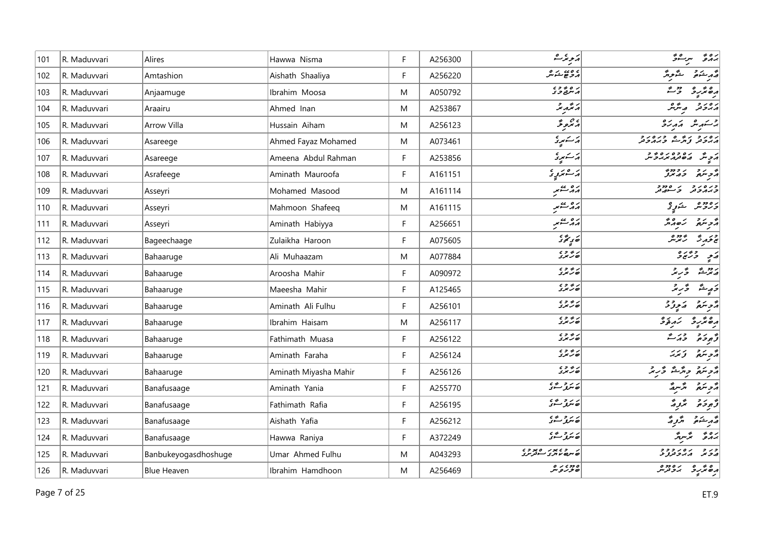| 101 | R. Maduvvari | Alires | Hawwa Nisma | F | A256300 | އަލިރެސް | ހައްވާ ނިސްމާ |
|---|---|---|---|---|---|---|---|
| 102 | R. Maduvvari | Amtashion | Aishath Shaaliya | F | A256220 | އަމްޓޭޝަން | އައިޝަތު ޝާލިޔާ |
| 103 | R. Maduvvari | Anjaamuge | Ibrahim Moosa | M | A050792 | އަންޖާމުގެ | އިބްރާހީމް މޫސާ |
| 104 | R. Maduvvari | Araairu | Ahmed Inan | M | A253867 | އަރާއިރު | އަޙްމަދު އިނާން |
| 105 | R. Maduvvari | Arrow Villa | Hussain Aiham | M | A256123 | އެރޯވިލާ | ހުސައިން އައިހަމް |
| 106 | R. Maduvvari | Asareege | Ahmed Fayaz Mohamed | M | A073461 | އަސަރީގެ | އަޙްމަދު ފައްޔާޒް މުޙައްމަދު |
| 107 | R. Maduvvari | Asareege | Ameena Abdul Rahman | F | A253856 | އަސަރީގެ | އަމީނާ އަބްދުއްރަޙްމާން |
| 108 | R. Maduvvari | Asrafeege | Aminath Mauroofa | F | A161151 | އަސްރަފީގެ | އާމިނަތު މައުރޫފާ |
| 109 | R. Maduvvari | Asseyri | Mohamed Masood | M | A161114 | އައްސޭރި | މުޙައްމަދު މަސްއޫދު |
| 110 | R. Maduvvari | Asseyri | Mahmoon Shafeeq | M | A161115 | އައްސޭރި | މަޙްމޫން ޝަފީޤު |
| 111 | R. Maduvvari | Asseyri | Aminath Habiyya | F | A256651 | އައްސޭރި | އާމިނަތު ހަބިއްޔާ |
| 112 | R. Maduvvari | Bageechaage | Zulaikha Haroon | F | A075605 | ބަގީޗާގެ | ޒުލައިޚާ ހާރޫން |
| 113 | R. Maduvvari | Bahaaruge | Ali Muhaazam | M | A077884 | ބަހާރުގެ | އަލި މުހާޒަމް |
| 114 | R. Maduvvari | Bahaaruge | Aroosha Mahir | F | A090972 | ބަހާރުގެ | އަރޫޝާ މާހިރު |
| 115 | R. Maduvvari | Bahaaruge | Maeesha Mahir | F | A125465 | ބަހާރުގެ | މައީޝާ މާހިރު |
| 116 | R. Maduvvari | Bahaaruge | Aminath Ali Fulhu | F | A256101 | ބަހާރުގެ | އާމިނަތު އަލިފުޅު |
| 117 | R. Maduvvari | Bahaaruge | Ibrahim Haisam | M | A256117 | ބަހާރުގެ | އިބްރާހީމް ހައިސަމް |
| 118 | R. Maduvvari | Bahaaruge | Fathimath Muasa | F | A256122 | ބަހާރުގެ | ފާތިމަތު މުއާސާ |
| 119 | R. Maduvvari | Bahaaruge | Aminath Faraha | F | A256124 | ބަހާރުގެ | އާމިނަތު ފަރަހަ |
| 120 | R. Maduvvari | Bahaaruge | Aminath Miyasha Mahir | F | A256126 | ބަހާރުގެ | އާމިނަތު މިޔާޝާ މާހިރު |
| 121 | R. Maduvvari | Banafusaage | Aminath Yania | F | A255770 | ބަނަފުސާގެ | އާމިނަތު ޔާނިއާ |
| 122 | R. Maduvvari | Banafusaage | Fathimath Rafia | F | A256195 | ބަނަފުސާގެ | ފާތިމަތު ރާފިއާ |
| 123 | R. Maduvvari | Banafusaage | Aishath Yafia | F | A256212 | ބަނަފުސާގެ | އައިޝަތު ޔާފިއާ |
| 124 | R. Maduvvari | Banafusaage | Hawwa Raniya | F | A372249 | ބަނަފުސާގެ | ހައްވާ ރާނިޔާ |
| 125 | R. Maduvvari | Banbukeyogasdhoshuge | Umar Ahmed Fulhu | M | A043293 | ބަނބުކޭޔޮގަސްދޮށުގެ | ޢުމަރު އަޙްމަދުފުޅު |
| 126 | R. Maduvvari | Blue Heaven | Ibrahim Hamdhoon | M | A256469 | ބްލޫހެވަން | އިބްރާހީމް ހަމްދޫން |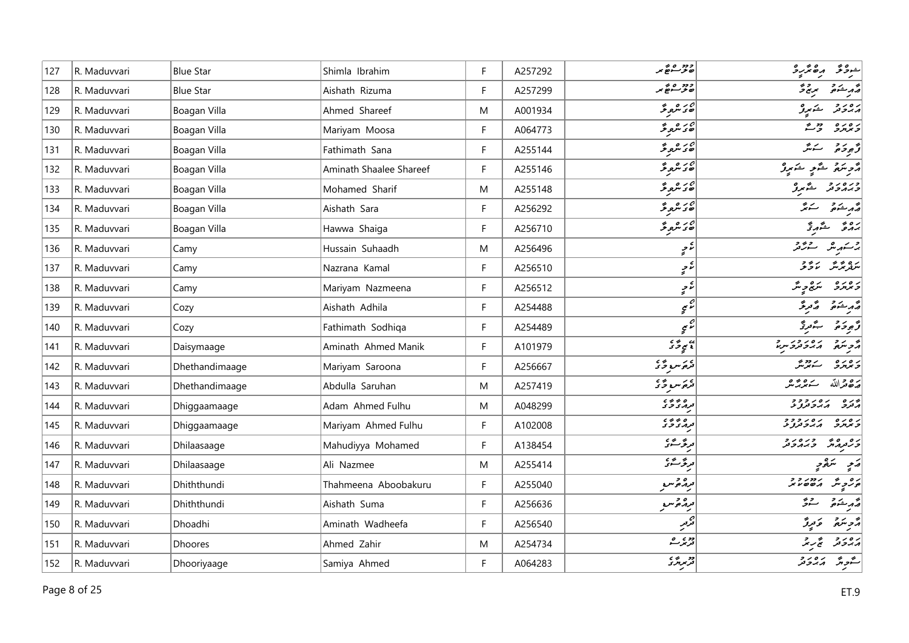| 127 | R. Maduvvari | Blue Star | Shimla Ibrahim | F | A257292 | ބުލޫސްޓާރ | ޝިމްލާ އިބްރާހީމް |
|---|---|---|---|---|---|---|---|
| 128 | R. Maduvvari | Blue Star | Aishath Rizuma | F | A257299 | ބުލޫސްޓާރ | އާއިޝަތު ރިޒުމާ |
| 129 | R. Maduvvari | Boagan Villa | Ahmed Shareef | M | A001934 | ބޯގަންވިލާ | އަޙްމަދު ޝަރީފް |
| 130 | R. Maduvvari | Boagan Villa | Mariyam Moosa | F | A064773 | ބޯގަންވިލާ | މަރިޔަމް މޫސާ |
| 131 | R. Maduvvari | Boagan Villa | Fathimath Sana | F | A255144 | ބޯގަންވިލާ | ފާތިމަތު ސަނާ |
| 132 | R. Maduvvari | Boagan Villa | Aminath Shaalee Shareef | F | A255146 | ބޯގަންވިލާ | އާމިނަތު ޝާލީ ޝަރީފް |
| 133 | R. Maduvvari | Boagan Villa | Mohamed Sharif | M | A255148 | ބޯގަންވިލާ | މުޙައްމަދު ޝާރިފް |
| 134 | R. Maduvvari | Boagan Villa | Aishath Sara | F | A256292 | ބޯގަންވިލާ | އާއިޝަތު ސާރާ |
| 135 | R. Maduvvari | Boagan Villa | Hawwa Shaiga | F | A256710 | ބޯގަންވިލާ | ހައްވާ ޝާއިގާ |
| 136 | R. Maduvvari | Camy | Hussain Suhaadh | M | A256496 | ކެމީ | ހުސައިން ސުހާދު |
| 137 | R. Maduvvari | Camy | Nazrana Kamal | F | A256510 | ކެމީ | ނަޒްރާނާ ކަމާލް |
| 138 | R. Maduvvari | Camy | Mariyam Nazmeena | F | A256512 | ކެމީ | މަރިޔަމް ނަޒްމީނާ |
| 139 | R. Maduvvari | Cozy | Aishath Adhila | F | A254488 | ކޯޒީ | އާއިޝަތު އާދިލާ |
| 140 | R. Maduvvari | Cozy | Fathimath Sodhiqa | F | A254489 | ކޯޒީ | ފާތިމަތު ޞާދިޤާ |
| 141 | R. Maduvvari | Daisymaage | Aminath Ahmed Manik | F | A101979 | ޑޭޒީމާގެ | އާމިނަތު އަޙްމަދުމަނިކު |
| 142 | R. Maduvvari | Dhethandimaage | Mariyam Saroona | F | A256667 | ދެތަނދިމާގެ | މަރިޔަމް ސަރޫނާ |
| 143 | R. Maduvvari | Dhethandimaage | Abdulla Saruhan | M | A257419 | ދެތަނދިމާގެ | އަބްދުﷲ ސަރުހާން |
| 144 | R. Maduvvari | Dhiggaamaage | Adam Ahmed Fulhu | M | A048299 | ދިއްގާމާގެ | އާދަމް އަޙްމަދުފުޅު |
| 145 | R. Maduvvari | Dhiggaamaage | Mariyam Ahmed Fulhu | F | A102008 | ދިއްގާމާގެ | މަރިޔަމް އަޙްމަދުފުޅު |
| 146 | R. Maduvvari | Dhilaasaage | Mahudiyya Mohamed | F | A138454 | ދިލާސާގެ | މަހުދިއްޔާ މުޙައްމަދު |
| 147 | R. Maduvvari | Dhilaasaage | Ali Nazmee | M | A255414 | ދިލާސާގެ | އަލީ ނަޒްމީ |
| 148 | R. Maduvvari | Dhiththundi | Thahmeena Aboobakuru | F | A255040 | ދިއްތުނދި | ތަހްމީނާ އަބޫބަކުރު |
| 149 | R. Maduvvari | Dhiththundi | Aishath Suma | F | A256636 | ދިއްތުނދި | އާއިޝަތު ސުމާ |
| 150 | R. Maduvvari | Dhoadhi | Aminath Wadheefa | F | A256540 | ދޯދި | އާމިނަތު ވަދީފާ |
| 151 | R. Maduvvari | Dhoores | Ahmed Zahir | M | A254734 | ދޫރެސް | އަޙްމަދު ޒާހިރު |
| 152 | R. Maduvvari | Dhooriyaage | Samiya Ahmed | F | A064283 | ދޫރިޔާގެ | ސާމިޔާ އަޙްމަދު |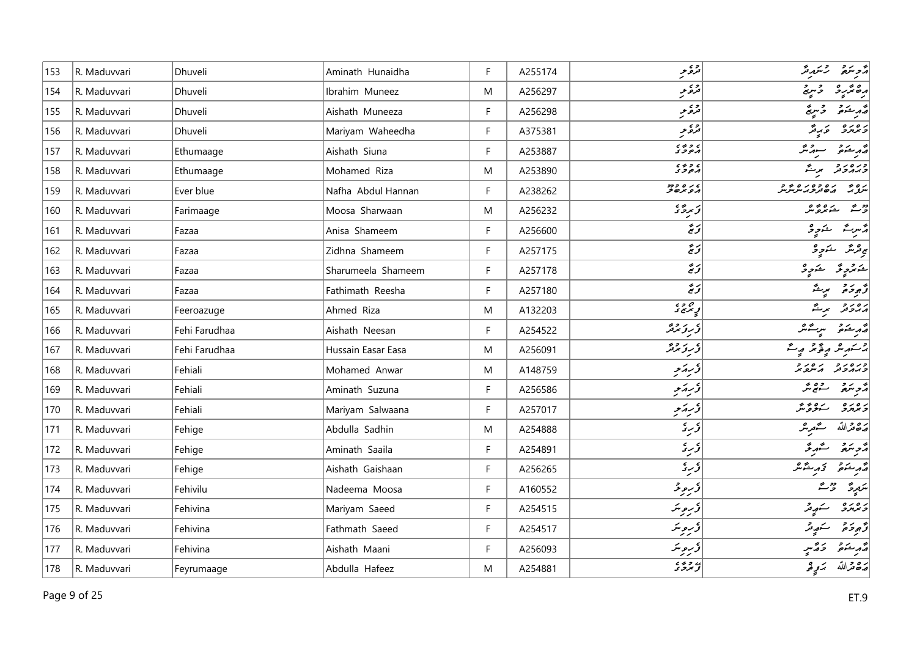| 153 | R. Maduvvari | Dhuveli | Aminath Hunaidha | F | A255174 | ދުވެލި | އާމިނަތް ހުނައިދާ |
|---|---|---|---|---|---|---|---|
| 154 | R. Maduvvari | Dhuveli | Ibrahim Muneez | M | A256297 | ދުވެލި | އިބްރާހީމް މުނީޒް |
| 155 | R. Maduvvari | Dhuveli | Aishath Muneeza | F | A256298 | ދުވެލި | އާއިޝަތު މުނީޒާ |
| 156 | R. Maduvvari | Dhuveli | Mariyam Waheedha | F | A375381 | ދުވެލި | މަރިޔަމް ވަހީދާ |
| 157 | R. Maduvvari | Ethumaage | Aishath Siuna | F | A253887 | އެތުމާގެ | އާއިޝަތު ސިއުނާ |
| 158 | R. Maduvvari | Ethumaage | Mohamed Riza | M | A253890 | އެތުމާގެ | މުހައްމަދު ރިޟާ |
| 159 | R. Maduvvari | Ever blue | Nafha Abdul Hannan | F | A238262 | އެވަރބްލޫ | ނަފްހާ އަބްދުލްހަންނާން |
| 160 | R. Maduvvari | Farimaage | Moosa Sharwaan | M | A256232 | ފަރިމާގެ | މޫސާ޲ ޝަރްވާން |
| 161 | R. Maduvvari | Fazaa | Anisa Shameem | F | A256600 | ފަޒާ | އަނީސާ ޝަމީމް |
| 162 | R. Maduvvari | Fazaa | Zidhna Shameem | F | A257175 | ފަޒާ | ޒިދްނާ ޝަމީމް |
| 163 | R. Maduvvari | Fazaa | Sharumeela Shameem | F | A257178 | ފަޒާ | ޝަރުމީލާ ޝަމީމް |
| 164 | R. Maduvvari | Fazaa | Fathimath Reesha | F | A257180 | ފަޒާ | ފާތިމަތު ރީޝާ |
| 165 | R. Maduvvari | Feeroazuge | Ahmed Riza | M | A132203 | ފީރޯޒުގެ | އަހްމަދު ރިޟާ |
| 166 | R. Maduvvari | Fehi Farudhaa | Aishath Neesan | F | A254522 | ފެހިފަރުދާ | އާއިޝަތު ނީސާން |
| 167 | R. Maduvvari | Fehi Farudhaa | Hussain Easar Easa | M | A256091 | ފެހިފަރުދާ | ހުސައިން އީސާރު އީސާ |
| 168 | R. Maduvvari | Fehiali | Mohamed Anwar | M | A148759 | ފެހިއަލި | މުހައްމަދު އަންވަރު |
| 169 | R. Maduvvari | Fehiali | Aminath Suzuna | F | A256586 | ފެހިއަލި | އާމިނަތު ސުޒޫނާ |
| 170 | R. Maduvvari | Fehiali | Mariyam Salwaana | F | A257017 | ފެހިއަލި | މަރިޔަމް ސަލްވާނާ |
| 171 | R. Maduvvari | Fehige | Abdulla Sadhin | M | A254888 | ފެހިގެ | އަބްދުﷲ ސާދިން |
| 172 | R. Maduvvari | Fehige | Aminath Saaila | F | A254891 | ފެހިގެ | އާމިނަތު ސާއިލާ |
| 173 | R. Maduvvari | Fehige | Aishath Gaishaan | F | A256265 | ފެހިގެ | އާއިޝަތު ގައިޝާން |
| 174 | R. Maduvvari | Fehivilu | Nadeema Moosa | F | A160552 | ފެހިވިލު | ނަދީމާ މޫސާ |
| 175 | R. Maduvvari | Fehivina | Mariyam Saeed | F | A254515 | ފެހިވިނަ | މަރިޔަމް ސައީދު |
| 176 | R. Maduvvari | Fehivina | Fathmath Saeed | F | A254517 | ފެހިވިނަ | ފާތިމަތު ސައީދު |
| 177 | R. Maduvvari | Fehivina | Aishath Maani | F | A256093 | ފެހިވިނަ | އާއިޝަތު މާނި |
| 178 | R. Maduvvari | Feyrumaage | Abdulla Hafeez | M | A254881 | ފެރުމާގެ | އަބްދުﷲ ހަފީޒު |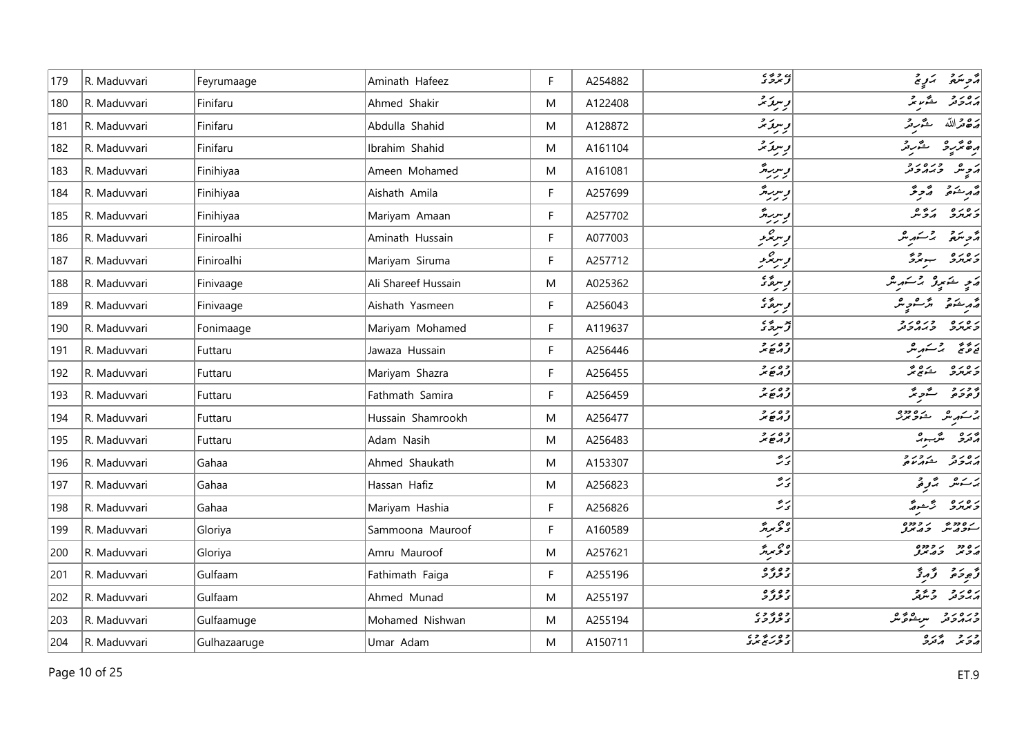| 179 | R. Maduvvari | Feyrumaage | Aminath Hafeez | F | A254882 | ۆېرىۋى | ئەجىترە ئەرىچ |
|---|---|---|---|---|---|---|---|
| 180 | R. Maduvvari | Finifaru | Ahmed Shakir | M | A122408 | وسرىتر | ئەرەدىر شەرىر |
| 181 | R. Maduvvari | Finifaru | Abdulla Shahid | M | A128872 | وسرىتر | ئەھەراللە شەرىر |
| 182 | R. Maduvvari | Finifaru | Ibrahim Shahid | M | A161104 | وسرىتر | مەھترىرى شەرىر |
| 183 | R. Maduvvari | Finihiyaa | Ameen Mohamed | M | A161081 | وسرىرىژ | ئەچىر دىرەدىر |
| 184 | R. Maduvvari | Finihiyaa | Aishath Amila | F | A257699 | وسرىرىژ | ئەرشەھ ئەجەق |
| 185 | R. Maduvvari | Finihiyaa | Mariyam Amaan | F | A257702 | وسرىرىژ | ئەيرىرە ئەدىر |
| 186 | R. Maduvvari | Finiroalhi | Aminath Hussain | F | A077003 | وسرىرىر | ئەجىترە ئەسەرىر |
| 187 | R. Maduvvari | Finiroalhi | Mariyam Siruma | F | A257712 | وسرىرىر | ئەيرىرە سەمرىر |
| 188 | R. Maduvvari | Finivaage | Ali Shareef Hussain | M | A025362 | وسرەئى | ئەمچ شەمرو ئەسەرىر |
| 189 | R. Maduvvari | Finivaage | Aishath Yasmeen | F | A256043 | وسرەئى | ئەرشەھ ئەسەجىر |
| 190 | R. Maduvvari | Fonimaage | Mariyam Mohamed | F | A119637 | ترسرىژى | ئەيرىرە دىرەدىر |
| 191 | R. Maduvvari | Futtaru | Jawaza Hussain | F | A256446 | دەھىر | ئەھەن ئەسەرىر |
| 192 | R. Maduvvari | Futtaru | Mariyam Shazra | F | A256455 | دەھىر | ئەيرىرە شەھەر |
| 193 | R. Maduvvari | Futtaru | Fathmath Samira | F | A256459 | دەھىر | ئەجەدە شەجىر |
| 194 | R. Maduvvari | Futtaru | Hussain Shamrookh | M | A256477 | دەھىر | ئەسەرىر شەدىرە |
| 195 | R. Maduvvari | Futtaru | Adam Nasih | M | A256483 | دەھىر | ئەترە ترسەر |
| 196 | R. Maduvvari | Gahaa | Ahmed Shaukath | M | A153307 | ئەر | ئەرەدىر شەدىرە |
| 197 | R. Maduvvari | Gahaa | Hassan Hafiz | M | A256823 | ئەر | ئەسەر ئەدى |
| 198 | R. Maduvvari | Gahaa | Mariyam Hashia | F | A256826 | ئەر | ئەيرىرە ئەشەر |
| 199 | R. Maduvvari | Gloriya | Sammoona Mauroof | F | A160589 | ئەھمىر | شەدىر ئەدىرە |
| 200 | R. Maduvvari | Gloriya | Amru Mauroof | M | A257621 | ئەھمىر | ئەدىر ئەدىرە |
| 201 | R. Maduvvari | Gulfaam | Fathimath Faiga | F | A255196 | ئەھمىر | ئەجەدە ئەرقى |
| 202 | R. Maduvvari | Gulfaam | Ahmed Munad | M | A255197 | ئەھمىر | ئەرەدىر دىرەر |
| 203 | R. Maduvvari | Gulfaamuge | Mohamed Nishwan | M | A255194 | ئەھمىرى | دىرەدىر سرىشەر |
| 204 | R. Maduvvari | Gulhazaaruge | Umar Adam | M | A150711 | ئەھمىرى | ئەدىر ئەترە |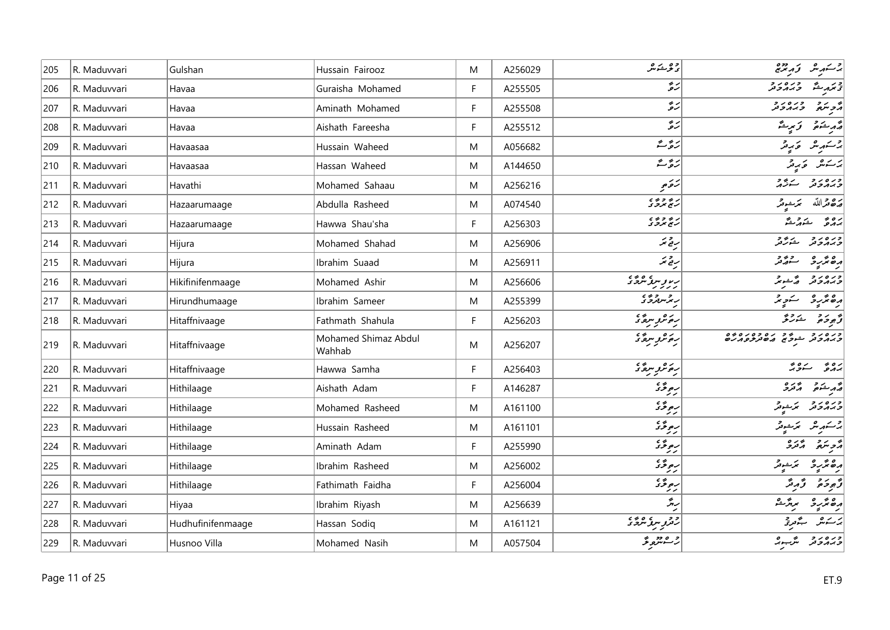| 205 | R. Maduvvari | Gulshan | Hussain Fairooz | M | A256029 | ގުލްޝަން | ހުސައިން ފައިރޫޒު |
|---|---|---|---|---|---|---|---|
| 206 | R. Maduvvari | Havaa | Guraisha Mohamed | F | A255505 | ހަވާ | ގުރައިޝާ މުހައްމަދު |
| 207 | R. Maduvvari | Havaa | Aminath Mohamed | F | A255508 | ހަވާ | އާމިނަތު މުހައްމަދު |
| 208 | R. Maduvvari | Havaa | Aishath Fareesha | F | A255512 | ހަވާ | އައިޝަތު ފަރީޝާ |
| 209 | R. Maduvvari | Havaasaa | Hussain Waheed | M | A056682 | ހަވާސާ | ހުސައިން ވަހީދު |
| 210 | R. Maduvvari | Havaasaa | Hassan Waheed | M | A144650 | ހަވާސާ | ހަސަން ވަހީދު |
| 211 | R. Maduvvari | Havathi | Mohamed Sahaau | M | A256216 | ހަވަތި | މުހައްމަދު ސަހާއު |
| 212 | R. Maduvvari | Hazaarumaage | Abdulla Rasheed | M | A074540 | ހަޒާރުމާގެ | އަބްދުﷲ ރަޝީދު |
| 213 | R. Maduvvari | Hazaarumaage | Hawwa Shau'sha | F | A256303 | ހަޒާރުމާގެ | ހައްވާ ޝައުޝާ |
| 214 | R. Maduvvari | Hijura | Mohamed Shahad | M | A256906 | ހިޖުރަ | މުހައްމަދު ޝަހާދު |
| 215 | R. Maduvvari | Hijura | Ibrahim Suaad | M | A256911 | ހިޖުރަ | އިބްރާހީމް ސުއާދު |
| 216 | R. Maduvvari | Hikifinifenmaage | Mohamed Ashir | M | A256606 | ހިކިފިނިފެންމާގެ | މުހައްމަދު އާޝިރު |
| 217 | R. Maduvvari | Hirundhumaage | Ibrahim Sameer | M | A255399 | ހިރުންދުމާގެ | އިބްރާހީމް ސަމީރު |
| 218 | R. Maduvvari | Hitaffnivaage | Fathmath Shahula | F | A256203 | ހިތަފްނިވާގެ | ފާތިމަތު ޝަހުލާ |
| 219 | R. Maduvvari | Hitaffnivaage | Mohamed Shimaz Abdul Wahhab | M | A256207 | ހިތަފްނިވާގެ | މުހައްމަދު ޝިމާޒު އަބްދުލްވައްހާބު |
| 220 | R. Maduvvari | Hitaffnivaage | Hawwa Samha | F | A256403 | ހިތަފްނިވާގެ | ހައްވާ ސަމްހާ |
| 221 | R. Maduvvari | Hithilaage | Aishath Adam | F | A146287 | ހިތިލާގެ | އައިޝަތު އާދަމް |
| 222 | R. Maduvvari | Hithilaage | Mohamed Rasheed | M | A161100 | ހިތިލާގެ | މުހައްމަދު ރަޝީދު |
| 223 | R. Maduvvari | Hithilaage | Hussain Rasheed | M | A161101 | ހިތިލާގެ | ހުސައިން ރަޝީދު |
| 224 | R. Maduvvari | Hithilaage | Aminath Adam | F | A255990 | ހިތިލާގެ | އާމިނަތު އާދަމް |
| 225 | R. Maduvvari | Hithilaage | Ibrahim Rasheed | M | A256002 | ހިތިލާގެ | އިބްރާހީމް ރަޝީދު |
| 226 | R. Maduvvari | Hithilaage | Fathimath Faidha | F | A256004 | ހިތިލާގެ | ފާތިމަތު ފާއިދާ |
| 227 | R. Maduvvari | Hiyaa | Ibrahim Riyash | M | A256639 | ހިޔާ | އިބްރާހީމް ރިޔާޝް |
| 228 | R. Maduvvari | Hudhufinifenmaage | Hassan Sodiq | M | A161121 | ހުދުފިނިފެންމާގެ | ހަސަން ސާދިޤު |
| 229 | R. Maduvvari | Husnoo Villa | Mohamed Nasih | M | A057504 | ހުސްނޫވިލާ | މުހައްމަދު ނާސިހު |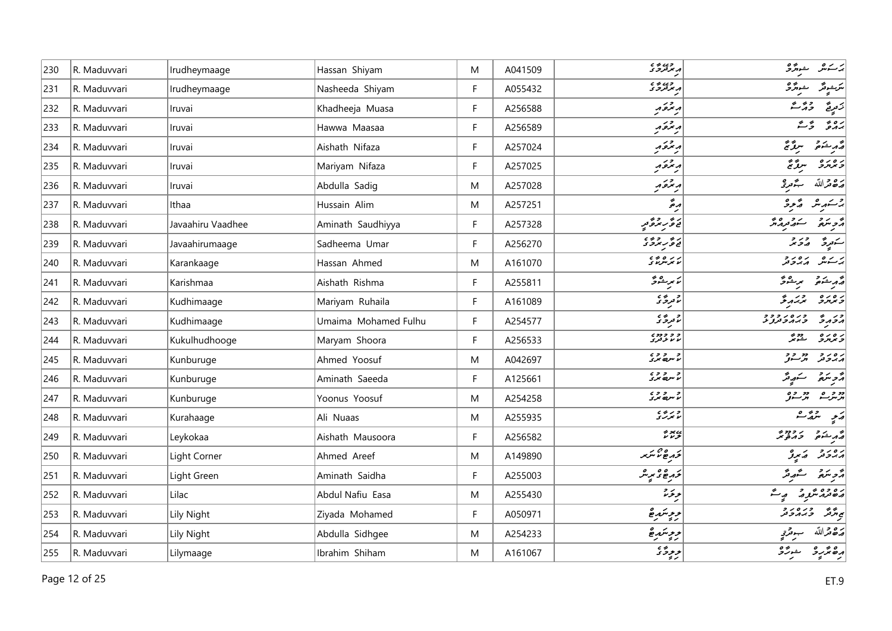| 230 | R. Maduvvari | Irudheymaage | Hassan Shiyam | M | A041509 | ދިރުދޭމާގެ | ހަސަން ޝިޔާމް |
|---|---|---|---|---|---|---|---|
| 231 | R. Maduvvari | Irudheymaage | Nasheeda Shiyam | F | A055432 | ދިރުދޭމާގެ | ނަޝީދާ ޝިޔާމް |
| 232 | R. Maduvvari | Iruvai | Khadheeja Muasa | F | A256588 | އިރުވައި | ޚަދީޖާ މުއާސާ |
| 233 | R. Maduvvari | Iruvai | Hawwa Maasaa | F | A256589 | އިރުވައި | ހައްވާ މާސާ |
| 234 | R. Maduvvari | Iruvai | Aishath Nifaza | F | A257024 | އިރުވައި | އައިޝަތު ނިފާޒާ |
| 235 | R. Maduvvari | Iruvai | Mariyam Nifaza | F | A257025 | އިރުވައި | މަރިޔަމް ނިފާޒާ |
| 236 | R. Maduvvari | Iruvai | Abdulla Sadig | M | A257028 | އިރުވައި | އަބްދުﷲ ސާދިގު |
| 237 | R. Maduvvari | Ithaa | Hussain Alim | M | A257251 | އިތާ | ހުސައިން އާލިމް |
| 238 | R. Maduvvari | Javaahiru Vaadhee | Aminath Saudhiyya | F | A257328 | ޖަވާހިރުވާދީ | އާމިނަތު ސައުދިއްޔާ |
| 239 | R. Maduvvari | Javaahirumaage | Sadheema Umar | F | A256270 | ޖަވާހިރުމާގެ | ސަދީމާ އުމަރު |
| 240 | R. Maduvvari | Karankaage | Hassan Ahmed | M | A161070 | ކަރަންކާގެ | ހަސަން އަހްމަދު |
| 241 | R. Maduvvari | Karishmaa | Aishath Rishma | F | A255811 | ކަރިޝްމާ | އައިޝަތު ރިޝްމާ |
| 242 | R. Maduvvari | Kudhimaage | Mariyam Ruhaila | F | A161089 | ކުދިމާގެ | މަރިޔަމް ރުހައިލާ |
| 243 | R. Maduvvari | Kudhimaage | Umaima Mohamed Fulhu | F | A254577 | ކުދިމާގެ | އުމައިމާ މުހައްމަދުފުޅު |
| 244 | R. Maduvvari | Kukulhudhooge | Maryam Shoora | F | A256533 | ކުކުޅުދޫގެ | މަރިޔަމް ޝޫރާ |
| 245 | R. Maduvvari | Kunburuge | Ahmed Yoosuf | M | A042697 | ކުނބުރުގެ | އަހްމަދު ޔޫސުފު |
| 246 | R. Maduvvari | Kunburuge | Aminath Saeeda | F | A125661 | ކުނބުރުގެ | އާމިނަތު ސަޢީދާ |
| 247 | R. Maduvvari | Kunburuge | Yoonus Yoosuf | M | A254258 | ކުނބުރުގެ | ޔޫނުސް ޔޫސުފް |
| 248 | R. Maduvvari | Kurahaage | Ali Nuaas | M | A255935 | ކުރަހާގެ | އަލި ނުއާސް |
| 249 | R. Maduvvari | Leykokaa | Aishath Mausoora | F | A256582 | ލޭކޮކާ | އައިޝަތު މައުޒޫރާ |
| 250 | R. Maduvvari | Light Corner | Ahmed Areef | M | A149890 | ލައިޓްކޯނަރ | އަހްމަދު އަރީފު |
| 251 | R. Maduvvari | Light Green | Aminath Saidha | F | A255003 | ލައިޓްގްރީން | އާމިނަތު ސާއިދާ |
| 252 | R. Maduvvari | Lilac | Abdul Nafiu Easa | M | A255430 | ލިލަކް | އަބްދުއްނާފިޢު ޢީސާ |
| 253 | R. Maduvvari | Lily Night | Ziyada Mohamed | F | A050971 | ލިލީނައިޓް | ޒިޔާދާ މުހައްމަދު |
| 254 | R. Maduvvari | Lily Night | Abdulla Sidhgee | M | A254233 | ލިލީނައިޓް | އަބްދުﷲ ސިދްގީ |
| 255 | R. Maduvvari | Lilymaage | Ibrahim Shiham | M | A161067 | ލިލީމާގެ | އިބްރާހީމް ޝިހާމް |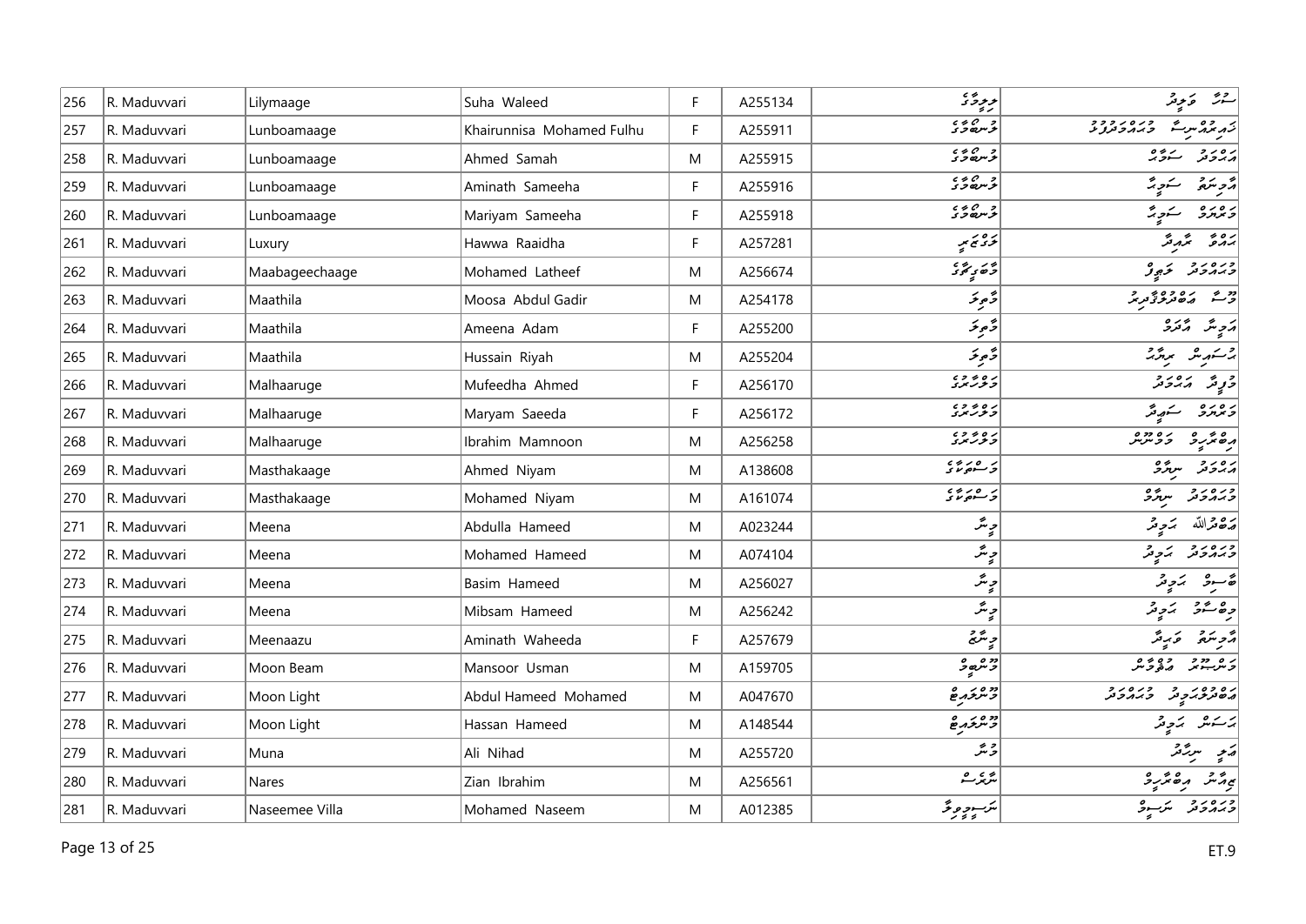| 256 | R. Maduvvari | Lilymaage | Suha Waleed | F | A255134 | ލިލީމާގެ | ސުހާ ވަލީދު |
|---|---|---|---|---|---|---|---|
| 257 | R. Maduvvari | Lunboamaage | Khairunnisa Mohamed Fulhu | F | A255911 | ލުނބޯމާގެ | ޚައިރުންނިސާ މުޙައްމަދުފުޅު |
| 258 | R. Maduvvari | Lunboamaage | Ahmed Samah | M | A255915 | ލުނބޯމާގެ | އަޙްމަދު ސަމާޙް |
| 259 | R. Maduvvari | Lunboamaage | Aminath Sameeha | F | A255916 | ލުނބޯމާގެ | އާމިނަތު ސަމީހާ |
| 260 | R. Maduvvari | Lunboamaage | Mariyam Sameeha | F | A255918 | ލުނބޯމާގެ | މަރިޔަމް ސަމީހާ |
| 261 | R. Maduvvari | Luxury | Hawwa Raaidha | F | A257281 | ލަގްޒަރީ | ޙައްވާ ރާއިދާ |
| 262 | R. Maduvvari | Maabageechaage | Mohamed Latheef | M | A256674 | މާބަގީޗާގެ | މުޙައްމަދު ލަޠީފް |
| 263 | R. Maduvvari | Maathila | Moosa Abdul Gadir | M | A254178 | މާތިލަ | މޫސާ އަބްދުލްޤާދިރު |
| 264 | R. Maduvvari | Maathila | Ameena Adam | F | A255200 | މާތިލަ | އަމީނާ އާދަމް |
| 265 | R. Maduvvari | Maathila | Hussain Riyah | M | A255204 | މާތިލަ | ޙުސައިން ރިޔާޙް |
| 266 | R. Maduvvari | Malhaaruge | Mufeedha Ahmed | F | A256170 | މަޅާރުގެ | މުފީދާ އަޙްމަދު |
| 267 | R. Maduvvari | Malhaaruge | Maryam Saeeda | F | A256172 | މަޅާރުގެ | މަރްޔަމް ސަޢީދާ |
| 268 | R. Maduvvari | Malhaaruge | Ibrahim Mamnoon | M | A256258 | މަޅާރުގެ | އިބްރާހީމް މަމްނޫން |
| 269 | R. Maduvvari | Masthakaage | Ahmed Niyam | M | A138608 | މަސްތަކާގެ | އަޙްމަދު ނިޔާމް |
| 270 | R. Maduvvari | Masthakaage | Mohamed Niyam | M | A161074 | މަސްތަކާގެ | މުޙައްމަދު ނިޔާމް |
| 271 | R. Maduvvari | Meena | Abdulla Hameed | M | A023244 | މީނާ | އަބްދުﷲ ޙަމީދު |
| 272 | R. Maduvvari | Meena | Mohamed Hameed | M | A074104 | މީނާ | މުޙައްމަދު ޙަމީދު |
| 273 | R. Maduvvari | Meena | Basim Hameed | M | A256027 | މީނާ | ބާސިމް ޙަމީދު |
| 274 | R. Maduvvari | Meena | Mibsam Hameed | M | A256242 | މީނާ | މިބްސާމް ޙަމީދު |
| 275 | R. Maduvvari | Meenaazu | Aminath Waheeda | F | A257679 | މީނާޒު | އާމިނަތު ވަޙީދާ |
| 276 | R. Maduvvari | Moon Beam | Mansoor Usman | M | A159705 | މޫންބީމް | މަންސޫރު ޢުثްމާން |
| 277 | R. Maduvvari | Moon Light | Abdul Hameed Mohamed | M | A047670 | މޫންލައިޓް | އަބްދުލްޙަމީދު މުޙައްމަދު |
| 278 | R. Maduvvari | Moon Light | Hassan Hameed | M | A148544 | މޫންލައިޓް | ޙަސަން ޙަމީދު |
| 279 | R. Maduvvari | Muna | Ali Nihad | M | A255720 | މުނާ | ޢަލީ ނިހާދު |
| 280 | R. Maduvvari | Nares | Zian Ibrahim | M | A256561 | ނެރެސް | ޒިއާން އިބްރާހީމް |
| 281 | R. Maduvvari | Naseemee Villa | Mohamed Naseem | M | A012385 | ނަސީމީވިލާ | މުޙައްމަދު ނަސީމް |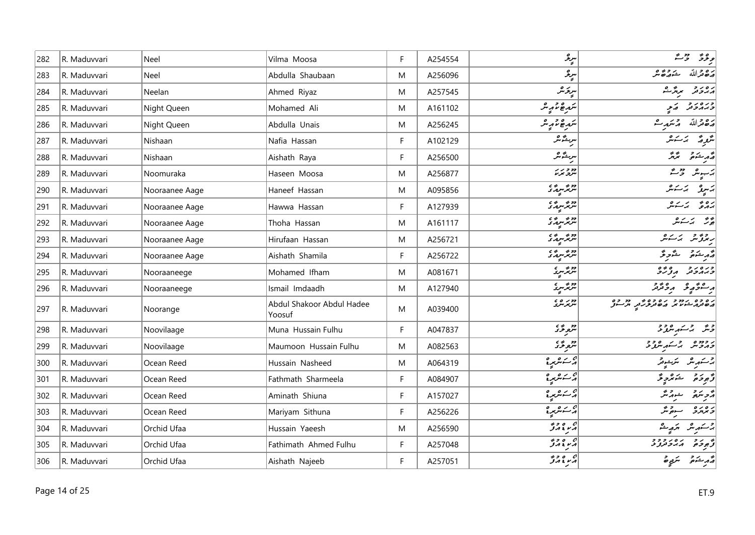| 282 | R. Maduvvari | Neel | Vilma Moosa | F | A254554 | سِرِعْ | وِعْرَّ دُرْسَّ |
|---|---|---|---|---|---|---|---|
| 283 | R. Maduvvari | Neel | Abdulla Shaubaan | M | A256096 | سِرِعْ | رَەْتْرَاللّٰهُ شَهُرْهَرْ |
| 284 | R. Maduvvari | Neelan | Ahmed Riyaz | M | A257545 | سِرِعَرْ | رَرْدَتْرُ بِرِتْرُّ |
| 285 | R. Maduvvari | Night Queen | Mohamed Ali | M | A161102 | سَرِ هِعْ تَرِ سَرْ | وَرَرْدَتْرُ رَحِ |
| 286 | R. Maduvvari | Night Queen | Abdulla Unais | M | A256245 | سَرِ هِعْ تَرِ سَرْ | رَەْتْرَاللّٰهُ رُسَرِتْ |
| 287 | R. Maduvvari | Nishaan | Nafia Hassan | F | A102129 | سِرِشَّرْ | شَرِرَّ بَرْسَرْ |
| 288 | R. Maduvvari | Nishaan | Aishath Raya | F | A256500 | سِرِشَّرْ | رَّرِشَوْ بَرَّرْ |
| 289 | R. Maduvvari | Noomuraka | Haseen Moosa | M | A256877 | دِوْرِرْ | بَرْسِرْ دُرْسَّ |
| 290 | R. Maduvvari | Nooraanee Aage | Haneef Hassan | M | A095856 | دُرْتَرْسِرَّدْ | بَرْسِرْوْ بَرْسَرْ |
| 291 | R. Maduvvari | Nooraanee Aage | Hawwa Hassan | F | A127939 | دُرْتَرْسِرَّدْ | بَرْدَّ بَرْسَرْ |
| 292 | R. Maduvvari | Nooraanee Aage | Thoha Hassan | M | A161117 | دُرْتَرْسِرَّدْ | جُرَّ بَرْسَرْ |
| 293 | R. Maduvvari | Nooraanee Aage | Hirufaan Hassan | M | A256721 | دُرْتَرْسِرَّدْ | رِبْرُوْتَرْ بَرْسَرْ |
| 294 | R. Maduvvari | Nooraanee Aage | Aishath Shamila | F | A256722 | دُرْتَرْسِرَّدْ | رَّرِشَوْ شَّوِتَّ |
| 295 | R. Maduvvari | Nooraaneege | Mohamed Ifham | M | A081671 | دُرْتَرْسِرِ | وَرَرْدَتْرُ رِوْرُوْ |
| 296 | R. Maduvvari | Nooraaneege | Ismail Imdaadh | M | A127940 | دُرْتَرْسِرِ | رِسْوَّرِوْ رِوْتَرْتَرْ |
| 297 | R. Maduvvari | Noorange | Abdul Shakoor Abdul Hadee Yoosuf | M | A039400 | دُرْسْرِ | رَەْتْرُشَرْدُرْ رَەْتْرُتَرِ دُرْسُوْ |
| 298 | R. Maduvvari | Noovilaage | Muna Hussain Fulhu | F | A047837 | دُرْوِتَّرِ | دُسَّ بُرْسَرِسْرُوْ |
| 299 | R. Maduvvari | Noovilaage | Maumoon Hussain Fulhu | M | A082563 | دُرْوِتَّرِ | رَرْدُرْسْ بُرْسَرِسْرُوْ |
| 300 | R. Maduvvari | Ocean Reed | Hussain Nasheed | M | A064319 | رُسَوْسْرِيْ | بُرْسَرِسْ سَرْشِوْتَرْ |
| 301 | R. Maduvvari | Ocean Reed | Fathmath Sharmeela | F | A084907 | رُسَوْسْرِيْ | تُرْجُودَوْ شَرْمِيْتَّ |
| 302 | R. Maduvvari | Ocean Reed | Aminath Shiuna | F | A157027 | رُسَوْسْرِيْ | رَّوِسَرَوْ شِرْدُّسَّ |
| 303 | R. Maduvvari | Ocean Reed | Mariyam Sithuna | F | A256226 | رُسَوْسْرِيْ | وَبْرْرَدْ سِوْتَرَّ |
| 304 | R. Maduvvari | Orchid Ufaa | Hussain Yaeesh | M | A256590 | رُسِرِيْرُوْ | بُرْسَرِسْ رَرِشْ |
| 305 | R. Maduvvari | Orchid Ufaa | Fathimath Ahmed Fulhu | F | A257048 | رُسِرِيْرُوْ | تُرْجُودَوْ رَرْدَتْرُوْ |
| 306 | R. Maduvvari | Orchid Ufaa | Aishath Najeeb | F | A257051 | رُسِرِيْرُوْ | رَّرِشَوْ سَرِيْحْ |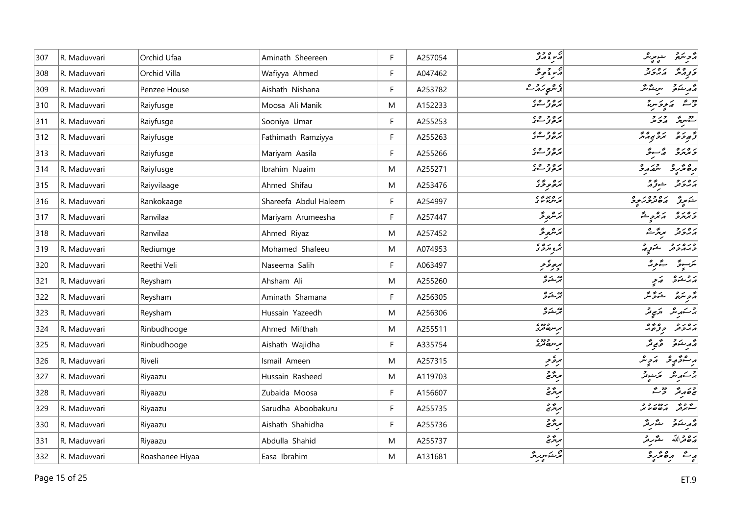| 307 | R. Maduvvari | Orchid Ufaa | Aminath Sheereen | F | A257054 | އޯކިޑްއުފާ | އާމިނަތު ޝީރީން |
|---|---|---|---|---|---|---|---|
| 308 | R. Maduvvari | Orchid Villa | Wafiyya Ahmed | F | A047462 | އޯކިޑްވިލާ | ވަފިއްޔާ އަހުމަދު |
| 309 | R. Maduvvari | Penzee House | Aishath Nishana | F | A253782 | ޕެންޒީހައުސް | އައިޝަތު ނިޝާނާ |
| 310 | R. Maduvvari | Raiyfusge | Moosa Ali Manik | M | A152233 | ރައިފުސްގެ | މޫސާ އަލިމަނިކު |
| 311 | R. Maduvvari | Raiyfusge | Sooniya Umar | F | A255253 | ރައިފުސްގެ | ސޫނިޔާ އުމަރު |
| 312 | R. Maduvvari | Raiyfusge | Fathimath Ramziyya | F | A255263 | ރައިފުސްގެ | ފާތިމަތު ރަމްޒިއްޔާ |
| 313 | R. Maduvvari | Raiyfusge | Mariyam Aasila | F | A255266 | ރައިފުސްގެ | މަރިޔަމް އާސިލާ |
| 314 | R. Maduvvari | Raiyfusge | Ibrahim Nuaim | M | A255271 | ރައިފުސްގެ | އިބްރާހީމް ނުޢައިމް |
| 315 | R. Maduvvari | Raiyvilaage | Ahmed Shifau | M | A253476 | ރައިވިލާގެ | އަހުމަދު ޝިފާއު |
| 316 | R. Maduvvari | Rankokaage | Shareefa Abdul Haleem | F | A254997 | ރަންކޮކާގެ | ޝަރީފާ އަބްދުލްހަލީމް |
| 317 | R. Maduvvari | Ranvilaa | Mariyam Arumeesha | F | A257447 | ރަންވިލާ | މަރިޔަމް އަރުމީޝާ |
| 318 | R. Maduvvari | Ranvilaa | Ahmed Riyaz | M | A257452 | ރަންވިލާ | އަހުމަދު ރިޔާޒް |
| 319 | R. Maduvvari | Rediumge | Mohamed Shafeeu | M | A074953 | ރެޑިއަމްގެ | މުހައްމަދު ޝަފީއު |
| 320 | R. Maduvvari | Reethi Veli | Naseema Salih | F | A063497 | ރީތިވެލި | ނަސީމާ ސާލިހު |
| 321 | R. Maduvvari | Reysham | Ahsham Ali | M | A255260 | ރޭޝަމް | އަޙްޝަމް ޢަލި |
| 322 | R. Maduvvari | Reysham | Aminath Shamana | F | A256305 | ރޭޝަމް | އާމިނަތު ޝަމާނާ |
| 323 | R. Maduvvari | Reysham | Hussain Yazeedh | M | A256306 | ރޭޝަމް | ހުސައިން ޔަޒީދު |
| 324 | R. Maduvvari | Rinbudhooge | Ahmed Mifthah | M | A255511 | ރިންބުދޫގެ | އަހުމަދު މިފްތާހު |
| 325 | R. Maduvvari | Rinbudhooge | Aishath Wajidha | F | A335754 | ރިންބުދޫގެ | އައިޝަތު ވާޖިދާ |
| 326 | R. Maduvvari | Riveli | Ismail Ameen | M | A257315 | ރިވެލި | އިސްމާޢީލް އަމީން |
| 327 | R. Maduvvari | Riyaazu | Hussain Rasheed | M | A119703 | ރިޔާޒު | ހުސައިން ރަޝީދު |
| 328 | R. Maduvvari | Riyaazu | Zubaida Moosa | F | A156607 | ރިޔާޒު | ޒުބައިދާ މޫސާ |
| 329 | R. Maduvvari | Riyaazu | Sarudha Aboobakuru | F | A255735 | ރިޔާޒު | ސާރުދާ އަބޫބަކުރު |
| 330 | R. Maduvvari | Riyaazu | Aishath Shahidha | F | A255736 | ރިޔާޒު | އައިޝަތު ޝާހިދާ |
| 331 | R. Maduvvari | Riyaazu | Abdulla Shahid | M | A255737 | ރިޔާޒު | އަބްދުﷲ ޝާހިދު |
| 332 | R. Maduvvari | Roashanee Hiyaa | Easa Ibrahim | M | A131681 | ރޯޝަނީހިޔާ | ޢީސާ އިބްރާހީމް |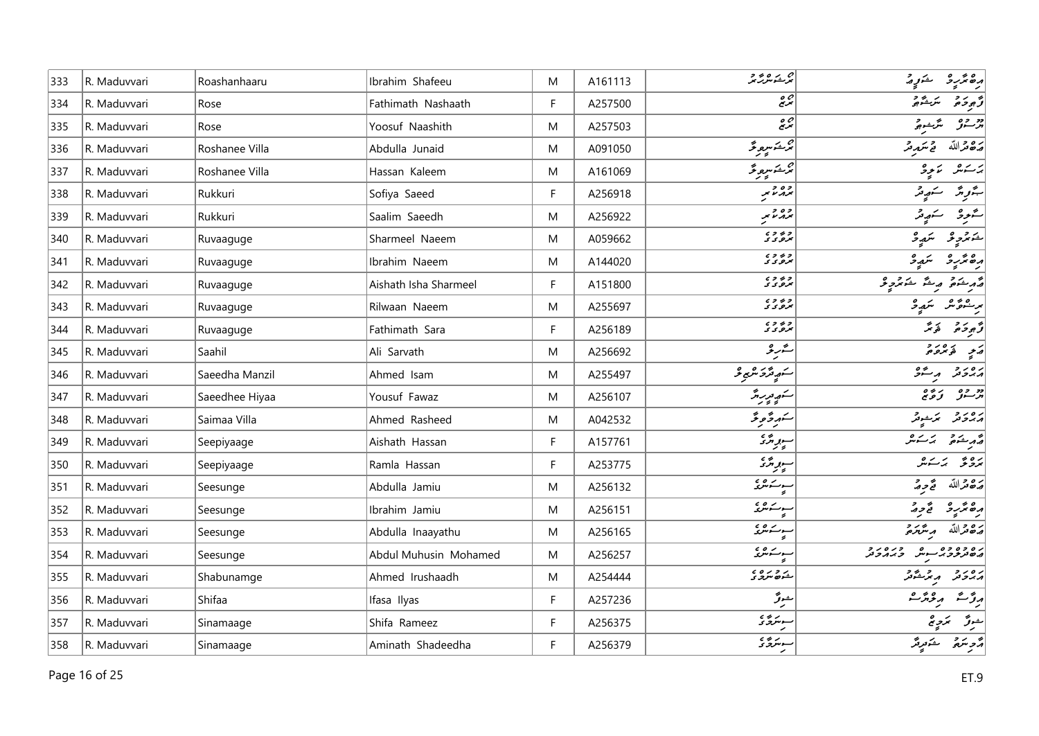| 333 | R. Maduvvari | Roashanhaaru | Ibrahim Shafeeu | M | A161113 | ترىشەنرىر | مەھەرد شەرد |
|---|---|---|---|---|---|---|---|
| 334 | R. Maduvvari | Rose | Fathimath Nashaath | F | A257500 | ترچ | ۇھوڭ سەشەھ |
| 335 | R. Maduvvari | Rose | Yoosuf Naashith | M | A257503 | ترچ | ترسۇ سەشوھ |
| 336 | R. Maduvvari | Roshanee Villa | Abdulla Junaid | M | A091050 | ترشەسرەۋ | ەھەراللە قەسەرد |
| 337 | R. Maduvvari | Roshanee Villa | Hassan Kaleem | M | A161069 | ترشەسرەۋ | برسەس ئەرد |
| 338 | R. Maduvvari | Rukkuri | Sofiya Saeed | F | A256918 | ترەئىر | سۇرىد سەرد |
| 339 | R. Maduvvari | Rukkuri | Saalim Saeedh | M | A256922 | ترەئىر | سەرد سەرد |
| 340 | R. Maduvvari | Ruvaaguge | Sharmeel Naeem | M | A059662 | ترەۋى | شەرد سەرد |
| 341 | R. Maduvvari | Ruvaaguge | Ibrahim Naeem | M | A144020 | ترەۋى | مەھەرد سەرد |
| 342 | R. Maduvvari | Ruvaaguge | Aishath Isha Sharmeel | F | A151800 | ترەۋى | مەرشەۋ مەش شەرد |
| 343 | R. Maduvvari | Ruvaaguge | Rilwaan Naeem | M | A255697 | ترەۋى | برشۇس سەرد |
| 344 | R. Maduvvari | Ruvaaguge | Fathimath Sara | F | A256189 | ترەۋى | ۇھوڭ ئەس |
| 345 | R. Maduvvari | Saahil | Ali Sarvath | M | A256692 | سەرد | مەر سەرد |
| 346 | R. Maduvvari | Saeedha Manzil | Ahmed Isam | M | A255497 | سەرىدەرسرى | مەرد رسەۋ |
| 347 | R. Maduvvari | Saeedhee Hiyaa | Yousuf Fawaz | M | A256107 | سەرىدرىر | ترسۇ ۇۋچ |
| 348 | R. Maduvvari | Saimaa Villa | Ahmed Rasheed | M | A042532 | سەرۋوۋ | مەرد برشوتر |
| 349 | R. Maduvvari | Seepiyaage | Aishath Hassan | F | A157761 | سوپرۇى | مەرشەۋ برسەس |
| 350 | R. Maduvvari | Seepiyaage | Ramla Hassan | F | A253775 | سوپرۇى | برەۋ برسەس |
| 351 | R. Maduvvari | Seesunge | Abdulla Jamiu | M | A256132 | سوسەسرى | ەھەراللە ئەرد |
| 352 | R. Maduvvari | Seesunge | Ibrahim Jamiu | M | A256151 | سوسەسرى | مەھەرد ئەرد |
| 353 | R. Maduvvari | Seesunge | Abdulla Inaayathu | M | A256165 | سوسەسرى | ەھەراللە مەسەرد |
| 354 | R. Maduvvari | Seesunge | Abdul Muhusin Mohamed | M | A256257 | سوسەسرى | ەھەرۋۋەرسوس ۋەرەۋر |
| 355 | R. Maduvvari | Shabunamge | Ahmed Irushaadh | M | A254444 | شەھسرۋى | مەرد مەرشەر |
| 356 | R. Maduvvari | Shifaa | Ifasa Ilyas | F | A257236 | شوۇ | مۇس مەرد |
| 357 | R. Maduvvari | Sinamaage | Shifa Rameez | F | A256375 | سوسرۇى | شوۇ برچ |
| 358 | R. Maduvvari | Sinamaage | Aminath Shadeedha | F | A256379 | سوسرۇى | مەرسەۋ شەرد |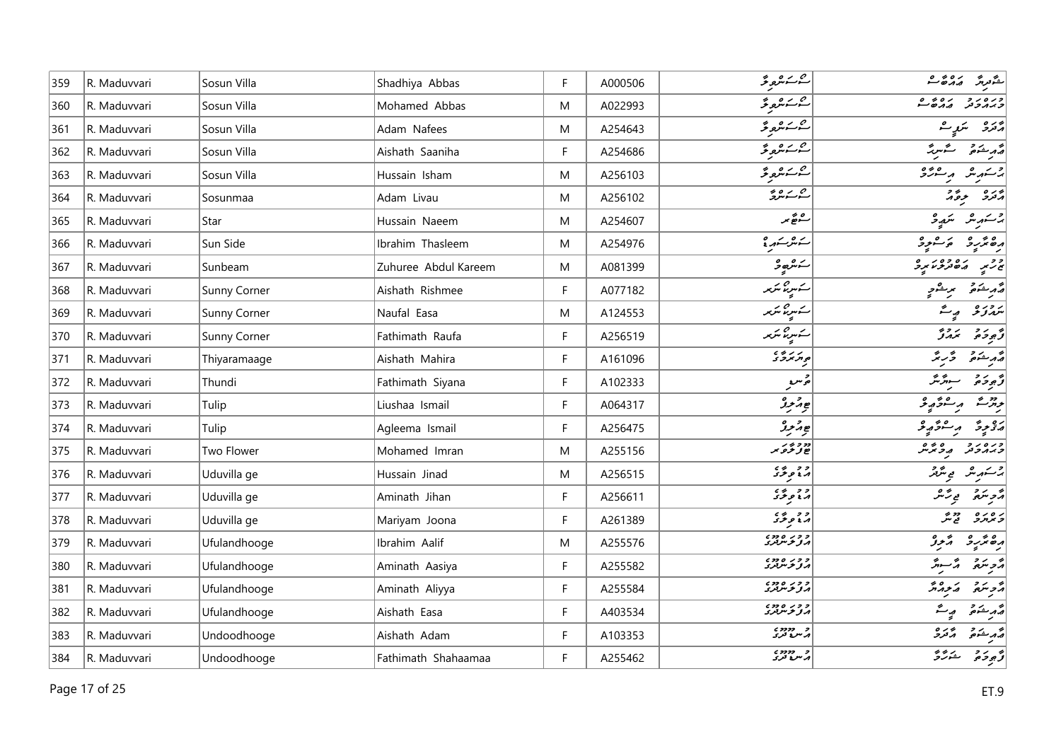| 359 | R. Maduvvari | Sosun Villa | Shadhiya Abbas | F | A000506 | ސޯސަންވިލާ | ޝާދިޔާ އައްބާސް |
|---|---|---|---|---|---|---|---|
| 360 | R. Maduvvari | Sosun Villa | Mohamed Abbas | M | A022993 | ސޯސަންވިލާ | މުހައްމަދު އައްބާސް |
| 361 | R. Maduvvari | Sosun Villa | Adam Nafees | M | A254643 | ސޯސަންވިލާ | އާދަމް ނަފީސް |
| 362 | R. Maduvvari | Sosun Villa | Aishath Saaniha | F | A254686 | ސޯސަންވިލާ | އައިށަތު ސާނިހާ |
| 363 | R. Maduvvari | Sosun Villa | Hussain Isham | M | A256103 | ސޯސަންވިލާ | ހުސައިން އިޝާމް |
| 364 | R. Maduvvari | Sosunmaa | Adam Livau | M | A256102 | ސޯސަންމާ | އާދަމް ލިވާއު |
| 365 | R. Maduvvari | Star | Hussain Naeem | M | A254607 | ސްޓާރ | ހުސައިން ނަޢީމް |
| 366 | R. Maduvvari | Sun Side | Ibrahim Thasleem | M | A254976 | ސަންސައިޑް | އިބްރާހީމް ތަސްލީމް |
| 367 | R. Maduvvari | Sunbeam | Zuhuree Abdul Kareem | M | A081399 | ސަންބީމް | ޒުހުރީ އަބްދުލްކަރީމް |
| 368 | R. Maduvvari | Sunny Corner | Aishath Rishmee | F | A077182 | ސަނީކޯނަރ | އައިށަތު ރިޝްމީ |
| 369 | R. Maduvvari | Sunny Corner | Naufal Easa | M | A124553 | ސަނީކޯނަރ | ނައުފަލް ޢީސާ |
| 370 | R. Maduvvari | Sunny Corner | Fathimath Raufa | F | A256519 | ސަނީކޯނަރ | ފާތިމަތު ރައުފާ |
| 371 | R. Maduvvari | Thiyaramaage | Aishath Mahira | F | A161096 | ތިޔަރަމާގެ | އައިށަތު މާހިރާ |
| 372 | R. Maduvvari | Thundi | Fathimath Siyana | F | A102333 | ތުނޑި | ފާތިމަތު ސިޔާނާ |
| 373 | R. Maduvvari | Tulip | Liushaa Ismail | F | A064317 | ޓިއުލިޕް | ލިއުޝާ އިސްމާޢީލް |
| 374 | R. Maduvvari | Tulip | Agleema Ismail | F | A256475 | ޓިއުލިޕް | އަގްލީމާ އިސްމާޢީލް |
| 375 | R. Maduvvari | Two Flower | Mohamed Imran | M | A255156 | ޓޫފްލަވަރ | މުހައްމަދު އިމްރާން |
| 376 | R. Maduvvari | Uduvilla ge | Hussain Jinad | M | A256515 | އުދުވިލާގެ | ހުސައިން ޖިނާދު |
| 377 | R. Maduvvari | Uduvilla ge | Aminath Jihan | F | A256611 | އުދުވިލާގެ | އާމިނަތު ޖިހާން |
| 378 | R. Maduvvari | Uduvilla ge | Mariyam Joona | F | A261389 | އުދުވިލާގެ | މަރިޔަމް ޖޫނާ |
| 379 | R. Maduvvari | Ufulandhooge | Ibrahim Aalif | M | A255576 | އުފުލަންދޫގެ | އިބްރާހީމް އާލިފް |
| 380 | R. Maduvvari | Ufulandhooge | Aminath Aasiya | F | A255582 | އުފުލަންދޫގެ | އާމިނަތު އާސިޔާ |
| 381 | R. Maduvvari | Ufulandhooge | Aminath Aliyya | F | A255584 | އުފުލަންދޫގެ | އާމިނަތު އަލިއްޔާ |
| 382 | R. Maduvvari | Ufulandhooge | Aishath Easa | F | A403534 | އުފުލަންދޫގެ | އައިށަތު ޢީސާ |
| 383 | R. Maduvvari | Undoodhooge | Aishath Adam | F | A103353 | އުންޑޫދޫގެ | އައިށަތު އާދަމް |
| 384 | R. Maduvvari | Undoodhooge | Fathimath Shahaamaa | F | A255462 | އުންޑޫދޫގެ | ފާތިމަތު ޝަހާމާ |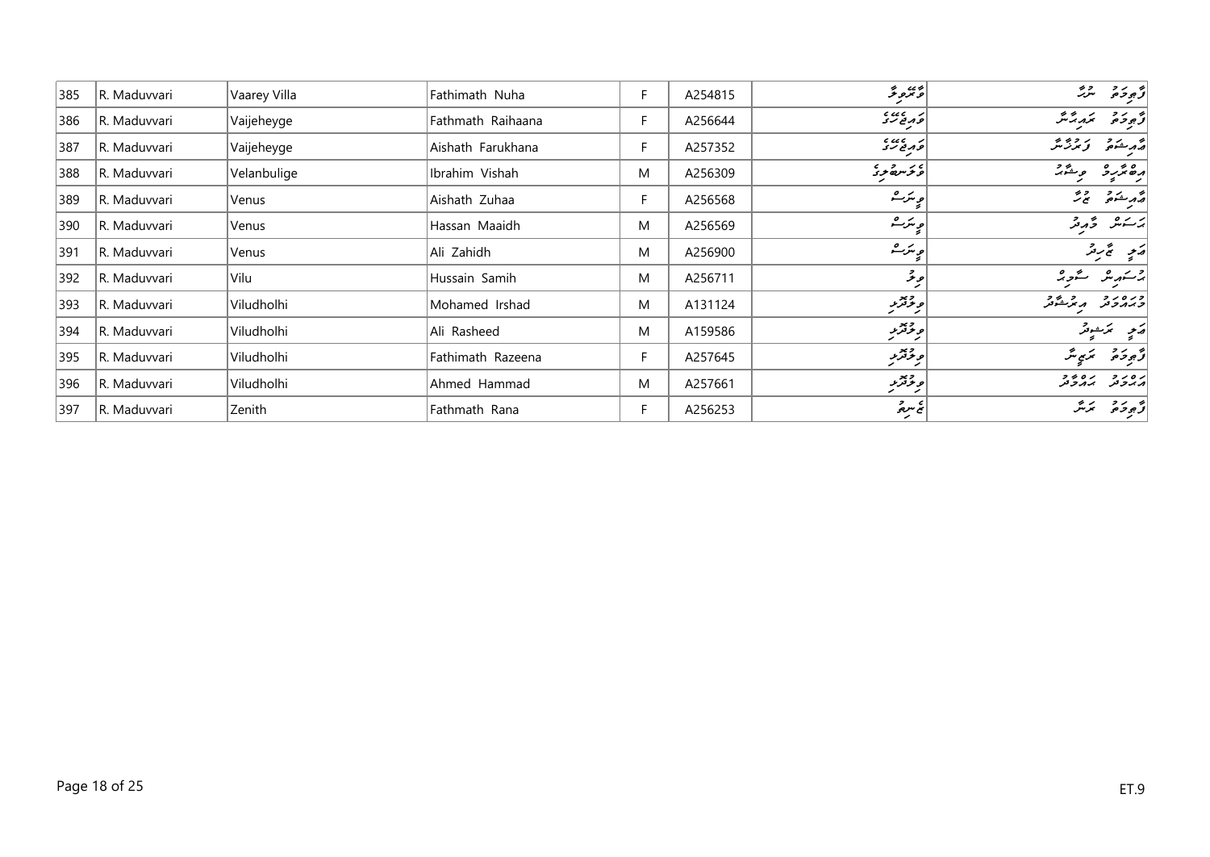| 385 | R. Maduvvari | Vaarey Villa | Fathimath Nuha | F | A254815 | ވާރޭވިލާ | ފާތިމަތު ނުހާ |
|---|---|---|---|---|---|---|---|
| 386 | R. Maduvvari | Vaijeheyge | Fathmath Raihaana | F | A256644 | ވައިޖެހޭގެ | ފާތިމަތު ރައިހާނާ |
| 387 | R. Maduvvari | Vaijeheyge | Aishath Farukhana | F | A257352 | ވައިޖެހޭގެ | އާއިޝަތު ފަރުހާނާ |
| 388 | R. Maduvvari | Velanbulige | Ibrahim Vishah | M | A256309 | ވެލަނބުލިގެ | އިބްރާހީމް ވިޝާހް |
| 389 | R. Maduvvari | Venus | Aishath Zuhaa | F | A256568 | ވީނަސް | އާއިޝަތު ޒުހާ |
| 390 | R. Maduvvari | Venus | Hassan Maaidh | M | A256569 | ވީނަސް | ހަސަން މާއިދު |
| 391 | R. Maduvvari | Venus | Ali Zahidh | M | A256900 | ވީނަސް | އަލި ޒާހިދު |
| 392 | R. Maduvvari | Vilu | Hussain Samih | M | A256711 | ވިލު | ހުސައިން ސާމިހް |
| 393 | R. Maduvvari | Viludholhi | Mohamed Irshad | M | A131124 | ވިލުދޮޅި | މުޙައްމަދު އިރުޝާދު |
| 394 | R. Maduvvari | Viludholhi | Ali Rasheed | M | A159586 | ވިލުދޮޅި | އަލި ރަޝީދު |
| 395 | R. Maduvvari | Viludholhi | Fathimath Razeena | F | A257645 | ވިލުދޮޅި | ފާތިމަތު ރަޒީނާ |
| 396 | R. Maduvvari | Viludholhi | Ahmed Hammad | M | A257661 | ވިލުދޮޅި | އަޙްމަދު ހައްމާދު |
| 397 | R. Maduvvari | Zenith | Fathmath Rana | F | A256253 | ޒެނިތު | ފާތިމަތު ރަނާ |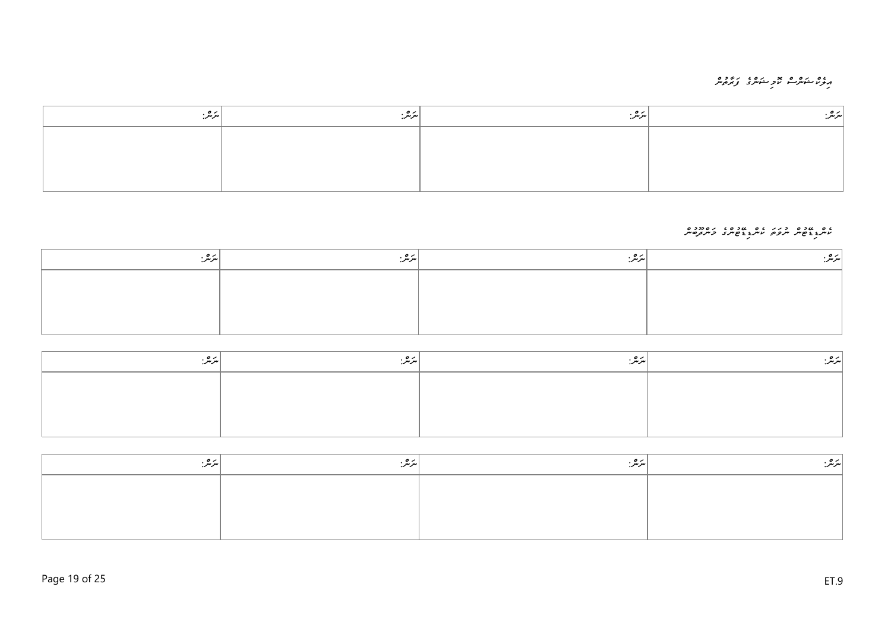# ދިވެހިރާއްޖޭގެ ރަށްރަށުގެ ނަންތައް

| ނަންބަރު | ނަން | ނަންބަރު | ނަން |
|---|---|---|---|
| | | | |

## ރަށްރަށުގެ ތަފްސީލު

| ނަންބަރު | ނަން | ނަންބަރު | ނަން |
|---|---|---|---|
| | | | |

| ނަންބަރު | ނަން | ނަންބަރު | ނަން |
|---|---|---|---|
| | | | |

| ނަންބަރު | ނަން | ނަންބަރު | ނަން |
|---|---|---|---|
| | | | |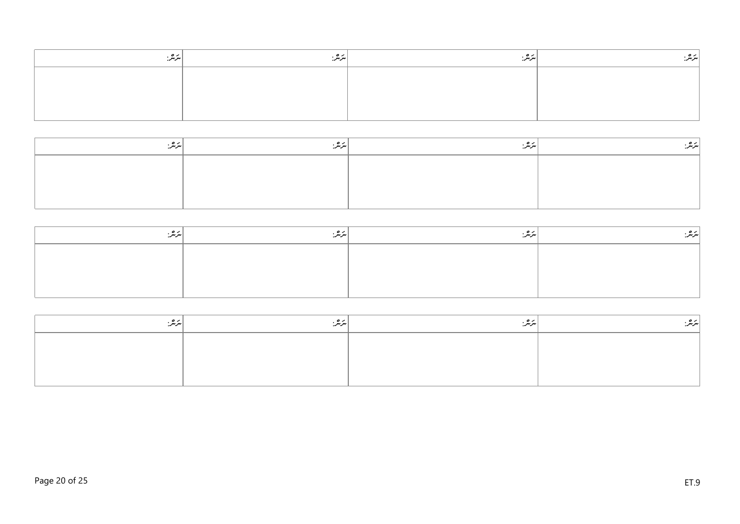| ނަރިންː | ނަރިންː | ނަރިންː | ނަރިންː |
| --- | --- | --- | --- |
| | | | |

| ނަރިންː | ނަރިންː | ނަރިންː | ނަރިންː |
| --- | --- | --- | --- |
| | | | |

| ނަރިންː | ނަރިންː | ނަރިންː | ނަރިންː |
| --- | --- | --- | --- |
| | | | |

| ނަރިންː | ނަރިންː | ނަރިންː | ނަރިންː |
| --- | --- | --- | --- |
| | | | |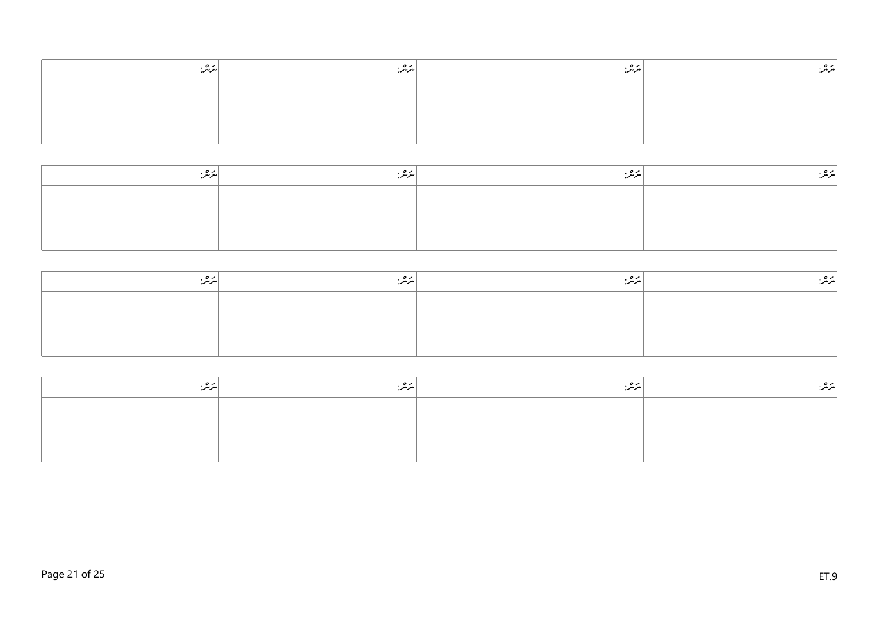| ނަރަދ: | ނަރަދ: | ނަރަދ: | ނަރަދ: |
| --- | --- | --- | --- |
| | | | |

| ނަރަދ: | ނަރަދ: | ނަރަދ: | ނަރަދ: |
| --- | --- | --- | --- |
| | | | |

| ނަރަދ: | ނަރަދ: | ނަރަދ: | ނަރަދ: |
| --- | --- | --- | --- |
| | | | |

| ނަރަދ: | ނަރަދ: | ނަރަދ: | ނަރަދ: |
| --- | --- | --- | --- |
| | | | |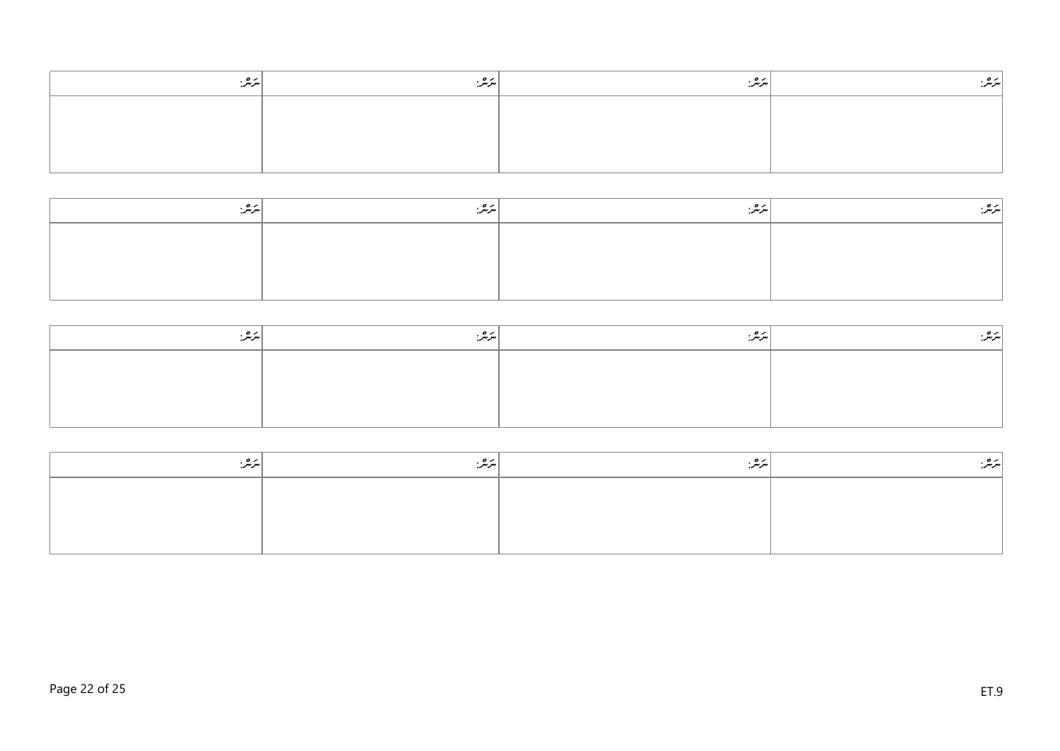| ނަރުދ: | ނަރުދ: | ނަރުދ: | ނަރުދ: |
| --- | --- | --- | --- |
| | | | |

| ނަރުދ: | ނަރުދ: | ނަރުދ: | ނަރުދ: |
| --- | --- | --- | --- |
| | | | |

| ނަރުދ: | ނަރުދ: | ނަރުދ: | ނަރުދ: |
| --- | --- | --- | --- |
| | | | |

| ނަރުދ: | ނަރުދ: | ނަރުދ: | ނަރުދ: |
| --- | --- | --- | --- |
| | | | |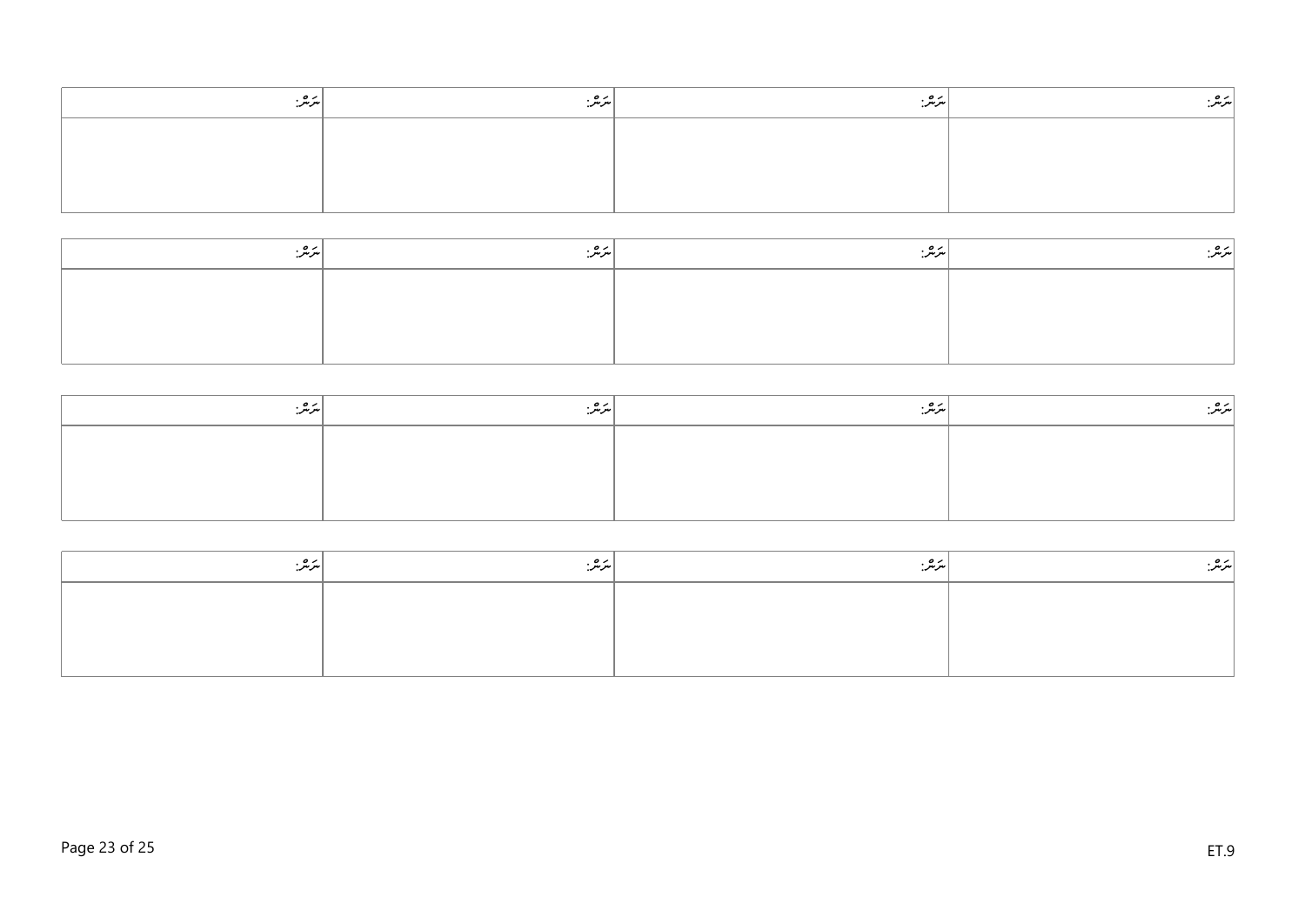| ނަރުދ: | ނަރުދ: | ނަރުދ: | ނަރުދ: |
| --- | --- | --- | --- |
| | | | |

| ނަރުދ: | ނަރުދ: | ނަރުދ: | ނަރުދ: |
| --- | --- | --- | --- |
| | | | |

| ނަރުދ: | ނަރުދ: | ނަރުދ: | ނަރުދ: |
| --- | --- | --- | --- |
| | | | |

| ނަރުދ: | ނަރުދ: | ނަރުދ: | ނަރުދ: |
| --- | --- | --- | --- |
| | | | |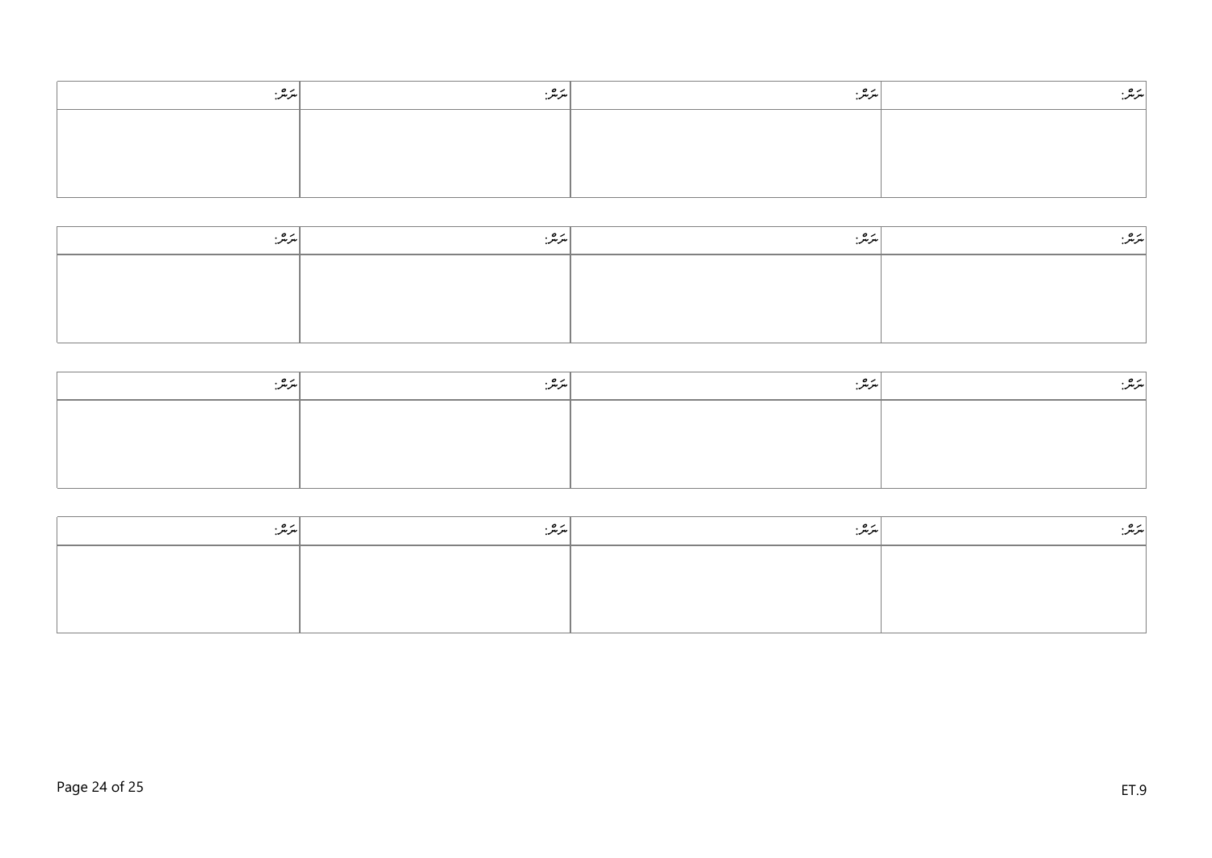| ނަރުނ: | ނަރުނ: | ނަރުނ: | ނަރުނ: |
| --- | --- | --- | --- |
| | | | |

| ނަރުނ: | ނަރުނ: | ނަރުނ: | ނަރުނ: |
| --- | --- | --- | --- |
| | | | |

| ނަރުނ: | ނަރުނ: | ނަރުނ: | ނަރުނ: |
| --- | --- | --- | --- |
| | | | |

| ނަރުނ: | ނަރުނ: | ނަރުނ: | ނަރުނ: |
| --- | --- | --- | --- |
| | | | |

ET.9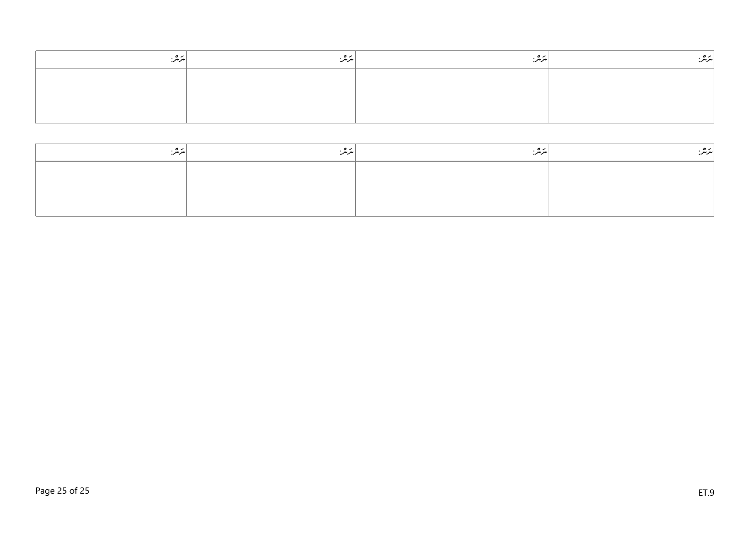| ނަރުދ: | ނަރުދ: | ނަރުދ: | ނަރުދ: |
| --- | --- | --- | --- |
| | | | |

| ނަރުދ: | ނަރުދ: | ނަރުދ: | ނަރުދ: |
| --- | --- | --- | --- |
| | | | |

ET.9